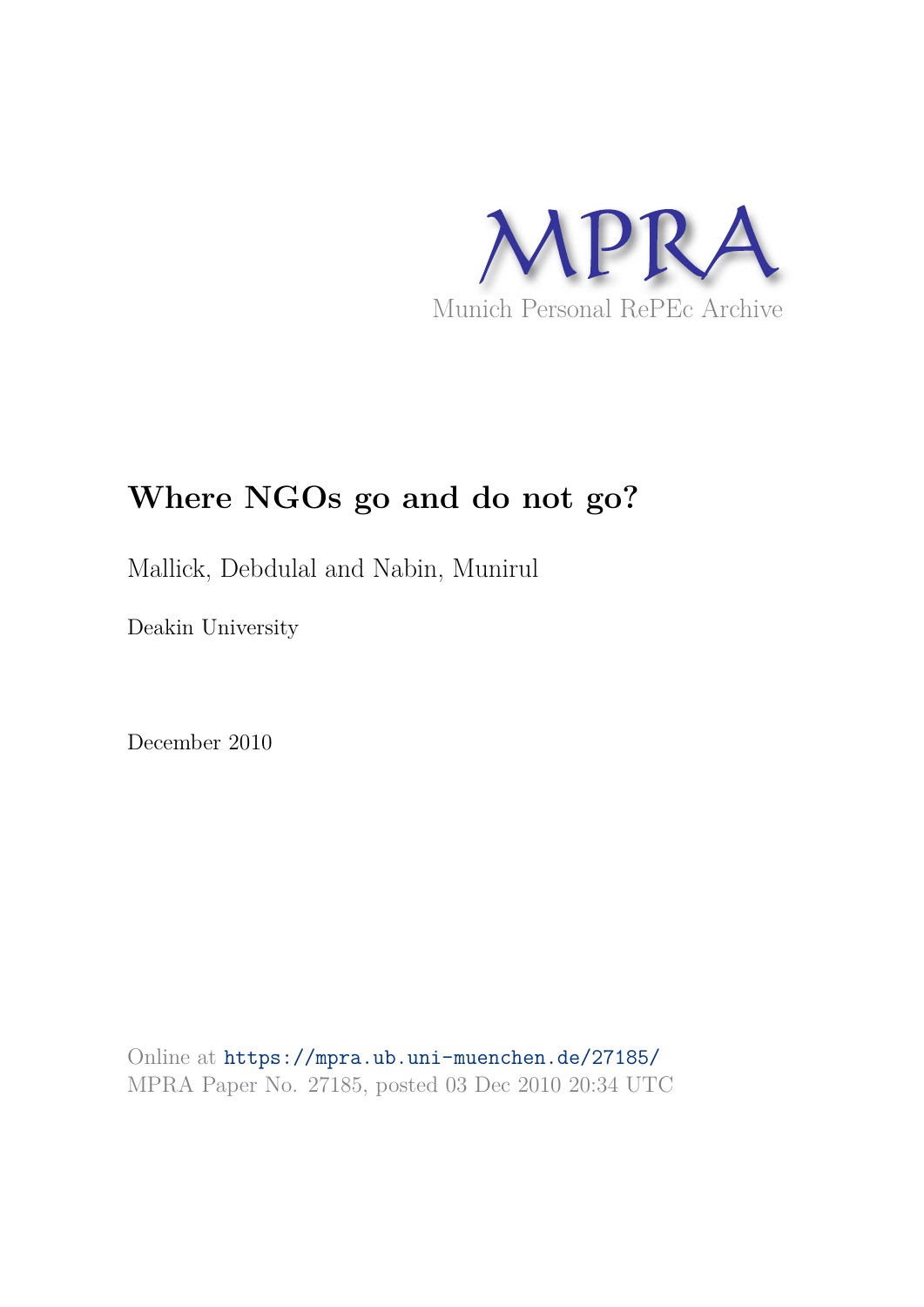MPRA

Munich Personal RePEc Archive

# Where NGOs go and do not go?

Mallick, Debdulal and Nabin, Munirul

Deakin University

December 2010

Online at https://mpra.ub.uni-muenchen.de/27185/
MPRA Paper No. 27185, posted 03 Dec 2010 20:34 UTC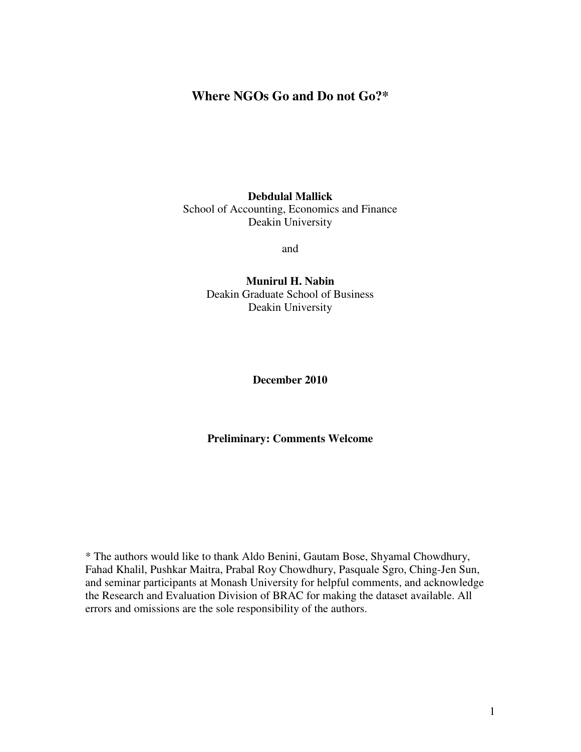# Where NGOs Go and Do not Go?*

**Debdulal Mallick**
School of Accounting, Economics and Finance
Deakin University

and

**Munirul H. Nabin**
Deakin Graduate School of Business
Deakin University

**December 2010**

**Preliminary: Comments Welcome**

* The authors would like to thank Aldo Benini, Gautam Bose, Shyamal Chowdhury, Fahad Khalil, Pushkar Maitra, Prabal Roy Chowdhury, Pasquale Sgro, Ching-Jen Sun, and seminar participants at Monash University for helpful comments, and acknowledge the Research and Evaluation Division of BRAC for making the dataset available. All errors and omissions are the sole responsibility of the authors.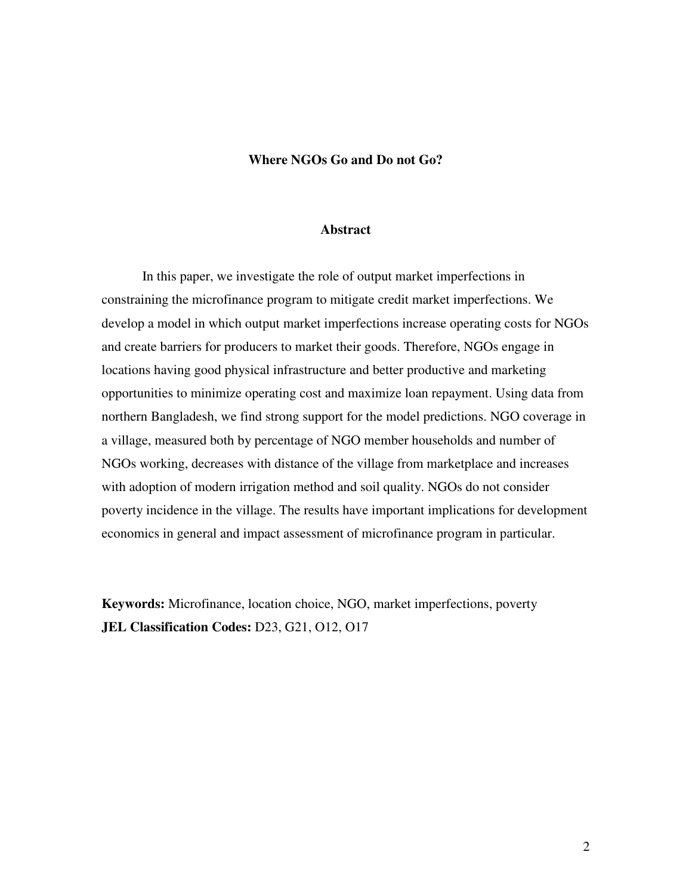**Where NGOs Go and Do not Go?**

**Abstract**

In this paper, we investigate the role of output market imperfections in constraining the microfinance program to mitigate credit market imperfections. We develop a model in which output market imperfections increase operating costs for NGOs and create barriers for producers to market their goods. Therefore, NGOs engage in locations having good physical infrastructure and better productive and marketing opportunities to minimize operating cost and maximize loan repayment. Using data from northern Bangladesh, we find strong support for the model predictions. NGO coverage in a village, measured both by percentage of NGO member households and number of NGOs working, decreases with distance of the village from marketplace and increases with adoption of modern irrigation method and soil quality. NGOs do not consider poverty incidence in the village. The results have important implications for development economics in general and impact assessment of microfinance program in particular.

**Keywords:** Microfinance, location choice, NGO, market imperfections, poverty
**JEL Classification Codes:** D23, G21, O12, O17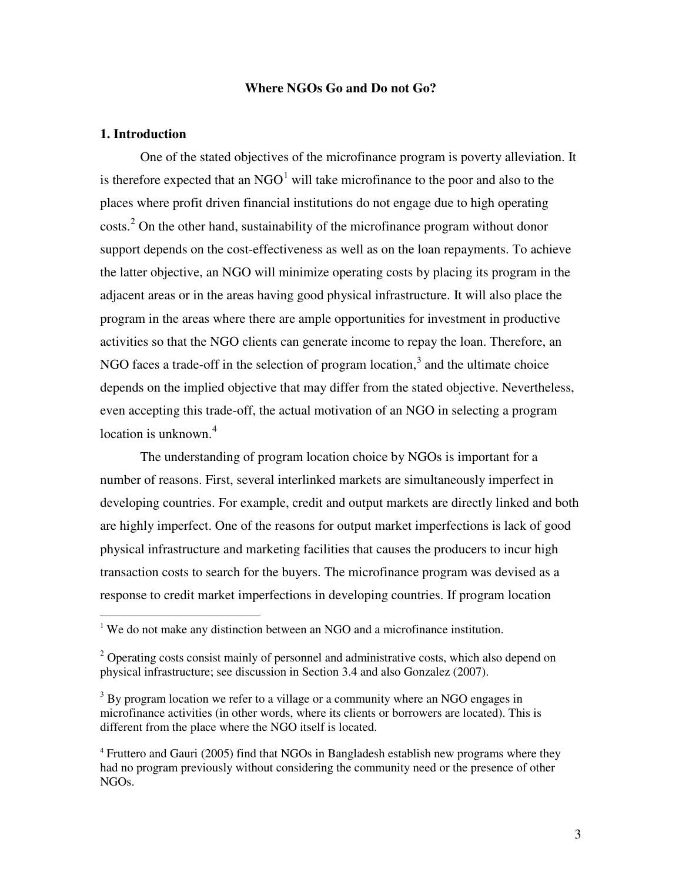**Where NGOs Go and Do not Go?**

## 1. Introduction

One of the stated objectives of the microfinance program is poverty alleviation. It is therefore expected that an NGO[1] will take microfinance to the poor and also to the places where profit driven financial institutions do not engage due to high operating costs.[2] On the other hand, sustainability of the microfinance program without donor support depends on the cost-effectiveness as well as on the loan repayments. To achieve the latter objective, an NGO will minimize operating costs by placing its program in the adjacent areas or in the areas having good physical infrastructure. It will also place the program in the areas where there are ample opportunities for investment in productive activities so that the NGO clients can generate income to repay the loan. Therefore, an NGO faces a trade-off in the selection of program location,[3] and the ultimate choice depends on the implied objective that may differ from the stated objective. Nevertheless, even accepting this trade-off, the actual motivation of an NGO in selecting a program location is unknown.[4]

The understanding of program location choice by NGOs is important for a number of reasons. First, several interlinked markets are simultaneously imperfect in developing countries. For example, credit and output markets are directly linked and both are highly imperfect. One of the reasons for output market imperfections is lack of good physical infrastructure and marketing facilities that causes the producers to incur high transaction costs to search for the buyers. The microfinance program was devised as a response to credit market imperfections in developing countries. If program location

---

[1] We do not make any distinction between an NGO and a microfinance institution.

[2] Operating costs consist mainly of personnel and administrative costs, which also depend on physical infrastructure; see discussion in Section 3.4 and also Gonzalez (2007).

[3] By program location we refer to a village or a community where an NGO engages in microfinance activities (in other words, where its clients or borrowers are located). This is different from the place where the NGO itself is located.

[4] Fruttero and Gauri (2005) find that NGOs in Bangladesh establish new programs where they had no program previously without considering the community need or the presence of other NGOs.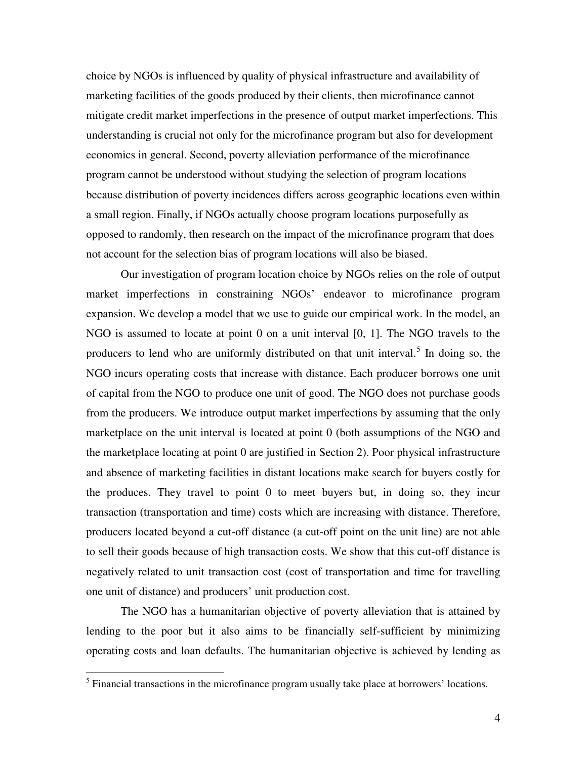choice by NGOs is influenced by quality of physical infrastructure and availability of marketing facilities of the goods produced by their clients, then microfinance cannot mitigate credit market imperfections in the presence of output market imperfections. This understanding is crucial not only for the microfinance program but also for development economics in general. Second, poverty alleviation performance of the microfinance program cannot be understood without studying the selection of program locations because distribution of poverty incidences differs across geographic locations even within a small region. Finally, if NGOs actually choose program locations purposefully as opposed to randomly, then research on the impact of the microfinance program that does not account for the selection bias of program locations will also be biased.

Our investigation of program location choice by NGOs relies on the role of output market imperfections in constraining NGOs' endeavor to microfinance program expansion. We develop a model that we use to guide our empirical work. In the model, an NGO is assumed to locate at point 0 on a unit interval [0, 1]. The NGO travels to the producers to lend who are uniformly distributed on that unit interval.[5] In doing so, the NGO incurs operating costs that increase with distance. Each producer borrows one unit of capital from the NGO to produce one unit of good. The NGO does not purchase goods from the producers. We introduce output market imperfections by assuming that the only marketplace on the unit interval is located at point 0 (both assumptions of the NGO and the marketplace locating at point 0 are justified in Section 2). Poor physical infrastructure and absence of marketing facilities in distant locations make search for buyers costly for the produces. They travel to point 0 to meet buyers but, in doing so, they incur transaction (transportation and time) costs which are increasing with distance. Therefore, producers located beyond a cut-off distance (a cut-off point on the unit line) are not able to sell their goods because of high transaction costs. We show that this cut-off distance is negatively related to unit transaction cost (cost of transportation and time for travelling one unit of distance) and producers' unit production cost.

The NGO has a humanitarian objective of poverty alleviation that is attained by lending to the poor but it also aims to be financially self-sufficient by minimizing operating costs and loan defaults. The humanitarian objective is achieved by lending as

[5] Financial transactions in the microfinance program usually take place at borrowers' locations.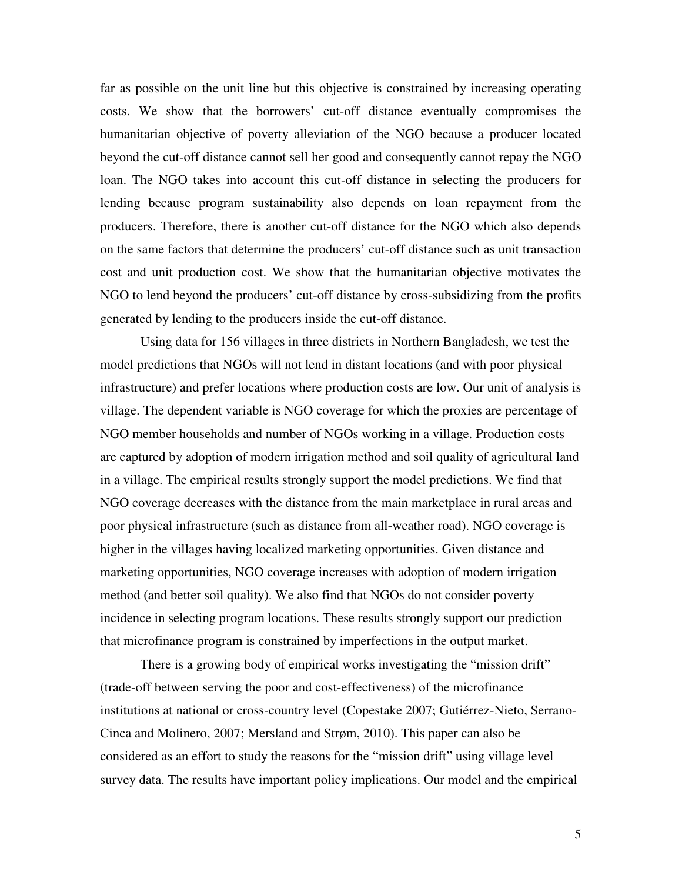far as possible on the unit line but this objective is constrained by increasing operating costs. We show that the borrowers' cut-off distance eventually compromises the humanitarian objective of poverty alleviation of the NGO because a producer located beyond the cut-off distance cannot sell her good and consequently cannot repay the NGO loan. The NGO takes into account this cut-off distance in selecting the producers for lending because program sustainability also depends on loan repayment from the producers. Therefore, there is another cut-off distance for the NGO which also depends on the same factors that determine the producers' cut-off distance such as unit transaction cost and unit production cost. We show that the humanitarian objective motivates the NGO to lend beyond the producers' cut-off distance by cross-subsidizing from the profits generated by lending to the producers inside the cut-off distance.

Using data for 156 villages in three districts in Northern Bangladesh, we test the model predictions that NGOs will not lend in distant locations (and with poor physical infrastructure) and prefer locations where production costs are low. Our unit of analysis is village. The dependent variable is NGO coverage for which the proxies are percentage of NGO member households and number of NGOs working in a village. Production costs are captured by adoption of modern irrigation method and soil quality of agricultural land in a village. The empirical results strongly support the model predictions. We find that NGO coverage decreases with the distance from the main marketplace in rural areas and poor physical infrastructure (such as distance from all-weather road). NGO coverage is higher in the villages having localized marketing opportunities. Given distance and marketing opportunities, NGO coverage increases with adoption of modern irrigation method (and better soil quality). We also find that NGOs do not consider poverty incidence in selecting program locations. These results strongly support our prediction that microfinance program is constrained by imperfections in the output market.

There is a growing body of empirical works investigating the "mission drift" (trade-off between serving the poor and cost-effectiveness) of the microfinance institutions at national or cross-country level (Copestake 2007; Gutiérrez-Nieto, Serrano-Cinca and Molinero, 2007; Mersland and Strøm, 2010). This paper can also be considered as an effort to study the reasons for the "mission drift" using village level survey data. The results have important policy implications. Our model and the empirical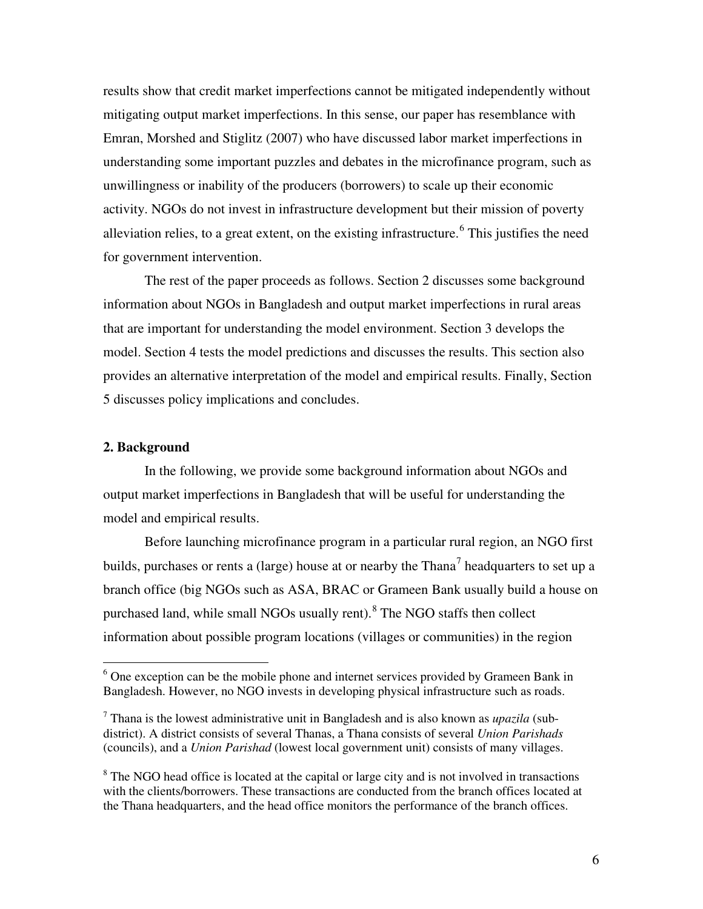results show that credit market imperfections cannot be mitigated independently without mitigating output market imperfections. In this sense, our paper has resemblance with Emran, Morshed and Stiglitz (2007) who have discussed labor market imperfections in understanding some important puzzles and debates in the microfinance program, such as unwillingness or inability of the producers (borrowers) to scale up their economic activity. NGOs do not invest in infrastructure development but their mission of poverty alleviation relies, to a great extent, on the existing infrastructure.[6] This justifies the need for government intervention.

The rest of the paper proceeds as follows. Section 2 discusses some background information about NGOs in Bangladesh and output market imperfections in rural areas that are important for understanding the model environment. Section 3 develops the model. Section 4 tests the model predictions and discusses the results. This section also provides an alternative interpretation of the model and empirical results. Finally, Section 5 discusses policy implications and concludes.

## 2. Background

In the following, we provide some background information about NGOs and output market imperfections in Bangladesh that will be useful for understanding the model and empirical results.

Before launching microfinance program in a particular rural region, an NGO first builds, purchases or rents a (large) house at or nearby the Thana[7] headquarters to set up a branch office (big NGOs such as ASA, BRAC or Grameen Bank usually build a house on purchased land, while small NGOs usually rent).[8] The NGO staffs then collect information about possible program locations (villages or communities) in the region

---

[6] One exception can be the mobile phone and internet services provided by Grameen Bank in Bangladesh. However, no NGO invests in developing physical infrastructure such as roads.

[7] Thana is the lowest administrative unit in Bangladesh and is also known as *upazila* (sub-district). A district consists of several Thanas, a Thana consists of several *Union Parishads* (councils), and a *Union Parishad* (lowest local government unit) consists of many villages.

[8] The NGO head office is located at the capital or large city and is not involved in transactions with the clients/borrowers. These transactions are conducted from the branch offices located at the Thana headquarters, and the head office monitors the performance of the branch offices.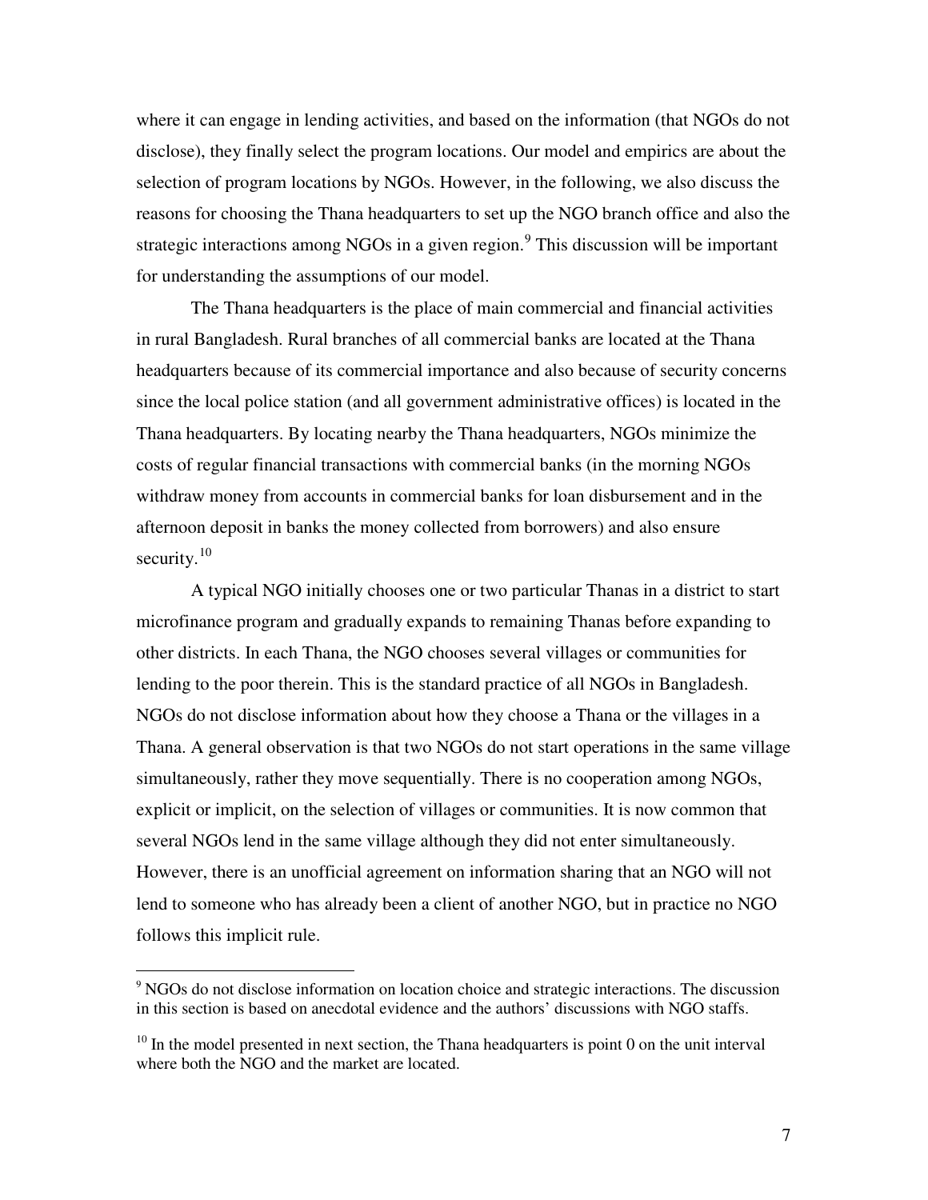where it can engage in lending activities, and based on the information (that NGOs do not disclose), they finally select the program locations. Our model and empirics are about the selection of program locations by NGOs. However, in the following, we also discuss the reasons for choosing the Thana headquarters to set up the NGO branch office and also the strategic interactions among NGOs in a given region.[9] This discussion will be important for understanding the assumptions of our model.

The Thana headquarters is the place of main commercial and financial activities in rural Bangladesh. Rural branches of all commercial banks are located at the Thana headquarters because of its commercial importance and also because of security concerns since the local police station (and all government administrative offices) is located in the Thana headquarters. By locating nearby the Thana headquarters, NGOs minimize the costs of regular financial transactions with commercial banks (in the morning NGOs withdraw money from accounts in commercial banks for loan disbursement and in the afternoon deposit in banks the money collected from borrowers) and also ensure security.[10]

A typical NGO initially chooses one or two particular Thanas in a district to start microfinance program and gradually expands to remaining Thanas before expanding to other districts. In each Thana, the NGO chooses several villages or communities for lending to the poor therein. This is the standard practice of all NGOs in Bangladesh. NGOs do not disclose information about how they choose a Thana or the villages in a Thana. A general observation is that two NGOs do not start operations in the same village simultaneously, rather they move sequentially. There is no cooperation among NGOs, explicit or implicit, on the selection of villages or communities. It is now common that several NGOs lend in the same village although they did not enter simultaneously. However, there is an unofficial agreement on information sharing that an NGO will not lend to someone who has already been a client of another NGO, but in practice no NGO follows this implicit rule.

---

[9] NGOs do not disclose information on location choice and strategic interactions. The discussion in this section is based on anecdotal evidence and the authors' discussions with NGO staffs.

[10] In the model presented in next section, the Thana headquarters is point 0 on the unit interval where both the NGO and the market are located.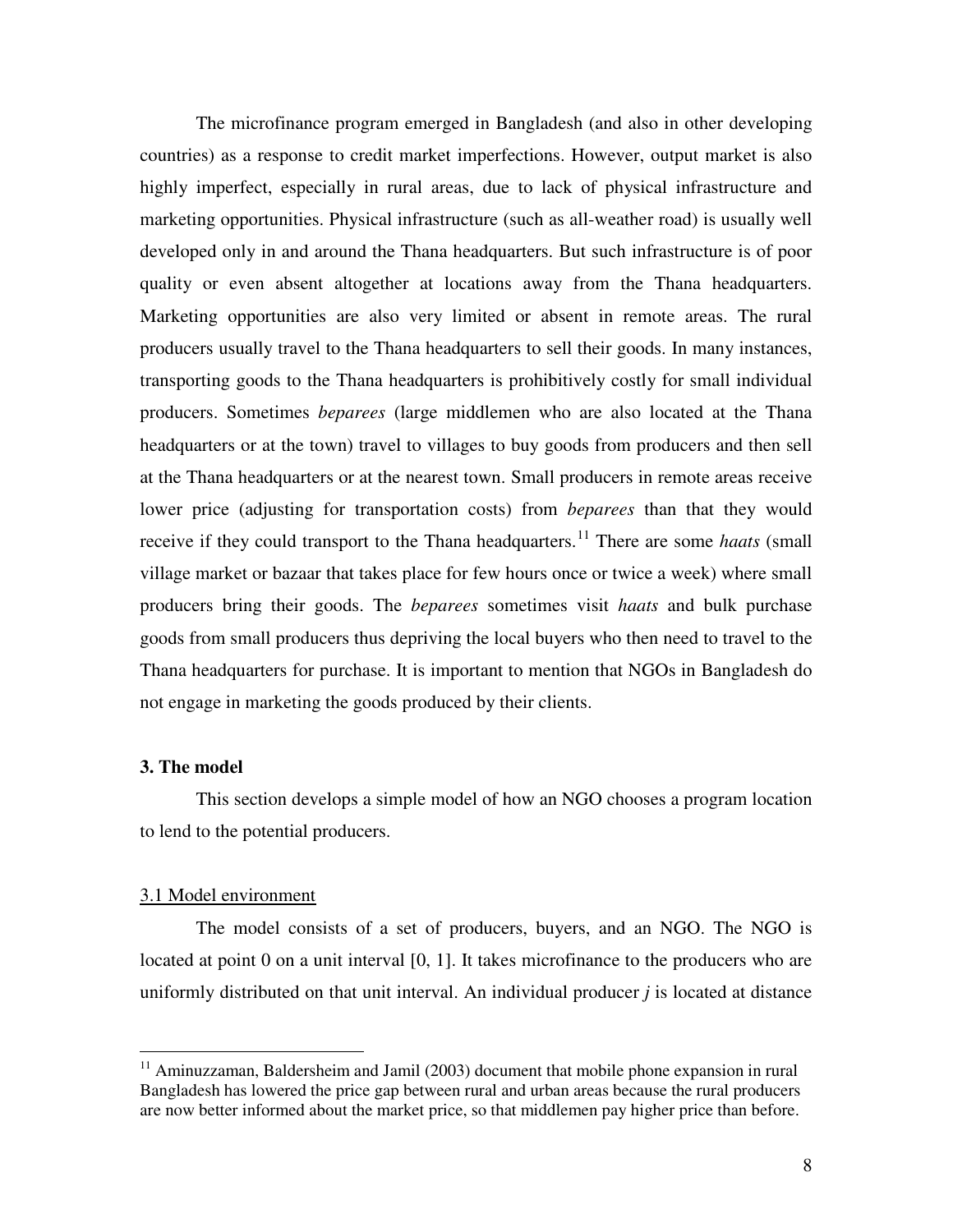The microfinance program emerged in Bangladesh (and also in other developing countries) as a response to credit market imperfections. However, output market is also highly imperfect, especially in rural areas, due to lack of physical infrastructure and marketing opportunities. Physical infrastructure (such as all-weather road) is usually well developed only in and around the Thana headquarters. But such infrastructure is of poor quality or even absent altogether at locations away from the Thana headquarters. Marketing opportunities are also very limited or absent in remote areas. The rural producers usually travel to the Thana headquarters to sell their goods. In many instances, transporting goods to the Thana headquarters is prohibitively costly for small individual producers. Sometimes *beparees* (large middlemen who are also located at the Thana headquarters or at the town) travel to villages to buy goods from producers and then sell at the Thana headquarters or at the nearest town. Small producers in remote areas receive lower price (adjusting for transportation costs) from *beparees* than that they would receive if they could transport to the Thana headquarters.[11] There are some *haats* (small village market or bazaar that takes place for few hours once or twice a week) where small producers bring their goods. The *beparees* sometimes visit *haats* and bulk purchase goods from small producers thus depriving the local buyers who then need to travel to the Thana headquarters for purchase. It is important to mention that NGOs in Bangladesh do not engage in marketing the goods produced by their clients.

## 3. The model

This section develops a simple model of how an NGO chooses a program location to lend to the potential producers.

### 3.1 Model environment

The model consists of a set of producers, buyers, and an NGO. The NGO is located at point 0 on a unit interval [0, 1]. It takes microfinance to the producers who are uniformly distributed on that unit interval. An individual producer $j$ is located at distance

---

[11] Aminuzzaman, Baldersheim and Jamil (2003) document that mobile phone expansion in rural Bangladesh has lowered the price gap between rural and urban areas because the rural producers are now better informed about the market price, so that middlemen pay higher price than before.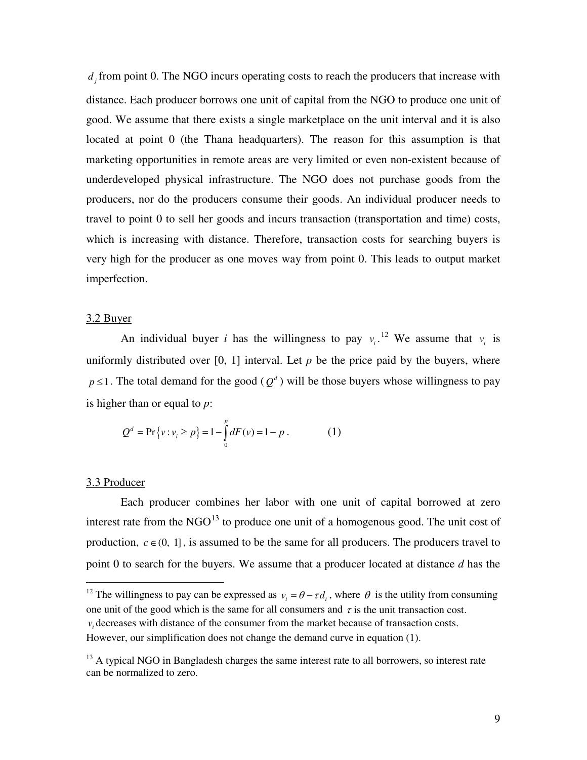$d_j$ from point 0. The NGO incurs operating costs to reach the producers that increase with distance. Each producer borrows one unit of capital from the NGO to produce one unit of good. We assume that there exists a single marketplace on the unit interval and it is also located at point 0 (the Thana headquarters). The reason for this assumption is that marketing opportunities in remote areas are very limited or even non-existent because of underdeveloped physical infrastructure. The NGO does not purchase goods from the producers, nor do the producers consume their goods. An individual producer needs to travel to point 0 to sell her goods and incurs transaction (transportation and time) costs, which is increasing with distance. Therefore, transaction costs for searching buyers is very high for the producer as one moves way from point 0. This leads to output market imperfection.

### 3.2 Buyer

An individual buyer *i* has the willingness to pay $v_i$.[12] We assume that $v_i$ is uniformly distributed over [0, 1] interval. Let *p* be the price paid by the buyers, where $p \leq 1$. The total demand for the good ($Q^d$) will be those buyers whose willingness to pay is higher than or equal to *p*:

$$Q^d = \Pr\{v : v_i \geq p\} = 1 - \int_0^p dF(v) = 1 - p\,. \qquad (1)$$

### 3.3 Producer

Each producer combines her labor with one unit of capital borrowed at zero interest rate from the NGO[13] to produce one unit of a homogenous good. The unit cost of production, $c \in (0,\ 1]$, is assumed to be the same for all producers. The producers travel to point 0 to search for the buyers. We assume that a producer located at distance *d* has the

---

[12] The willingness to pay can be expressed as $v_i = \theta - \tau d_i$, where $\theta$ is the utility from consuming one unit of the good which is the same for all consumers and $\tau$ is the unit transaction cost. $v_i$ decreases with distance of the consumer from the market because of transaction costs. However, our simplification does not change the demand curve in equation (1).

[13] A typical NGO in Bangladesh charges the same interest rate to all borrowers, so interest rate can be normalized to zero.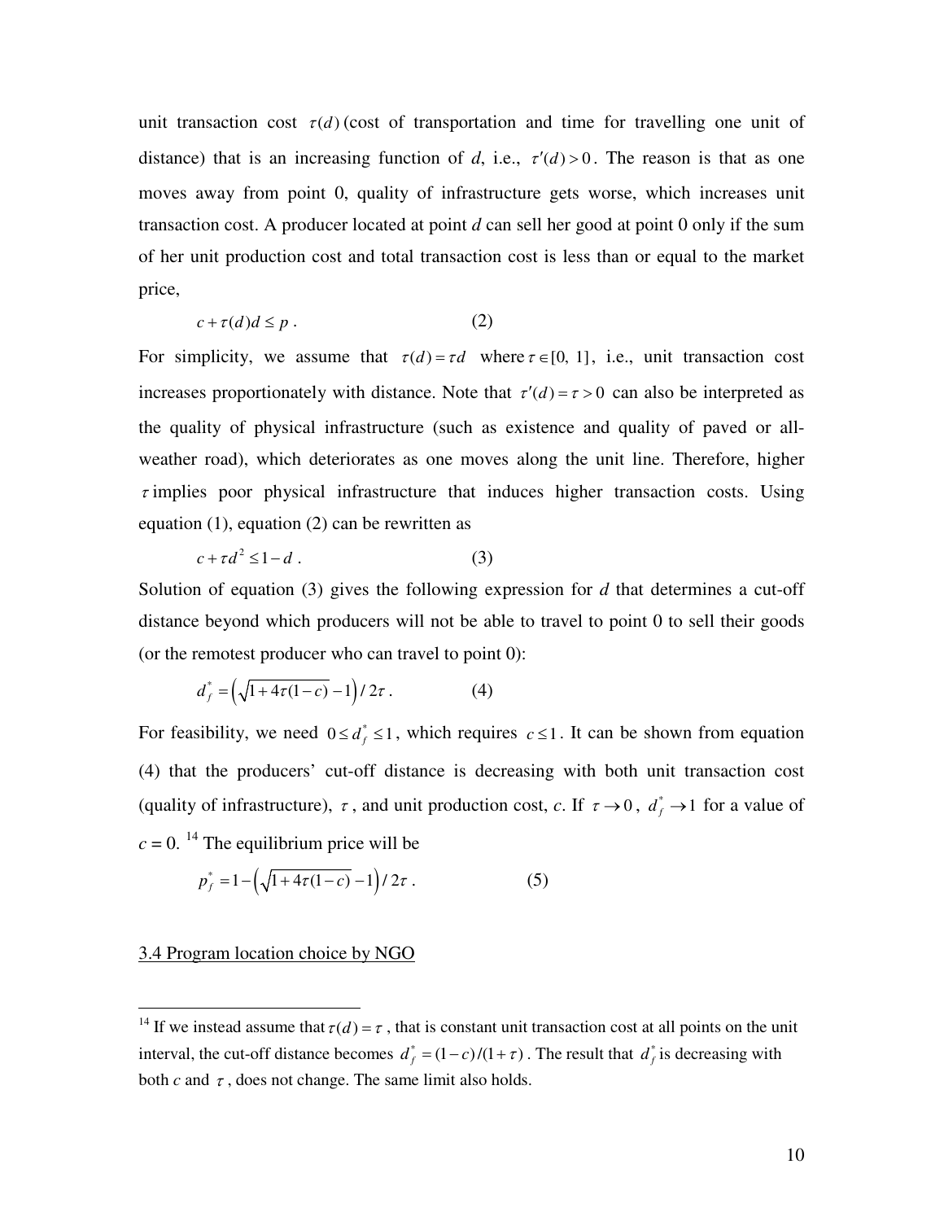unit transaction cost $\tau(d)$ (cost of transportation and time for travelling one unit of distance) that is an increasing function of *d*, i.e., $\tau'(d) > 0$. The reason is that as one moves away from point 0, quality of infrastructure gets worse, which increases unit transaction cost. A producer located at point *d* can sell her good at point 0 only if the sum of her unit production cost and total transaction cost is less than or equal to the market price,

$$c + \tau(d)d \leq p \ . \qquad (2)$$

For simplicity, we assume that $\tau(d) = \tau d$ where $\tau \in [0, 1]$, i.e., unit transaction cost increases proportionately with distance. Note that $\tau'(d) = \tau > 0$ can also be interpreted as the quality of physical infrastructure (such as existence and quality of paved or all-weather road), which deteriorates as one moves along the unit line. Therefore, higher $\tau$ implies poor physical infrastructure that induces higher transaction costs. Using equation (1), equation (2) can be rewritten as

$$c + \tau d^2 \leq 1 - d \ . \qquad (3)$$

Solution of equation (3) gives the following expression for *d* that determines a cut-off distance beyond which producers will not be able to travel to point 0 to sell their goods (or the remotest producer who can travel to point 0):

$$d_f^* = \left(\sqrt{1 + 4\tau(1-c)} - 1\right) / 2\tau \ . \qquad (4)$$

For feasibility, we need $0 \leq d_f^* \leq 1$, which requires $c \leq 1$. It can be shown from equation (4) that the producers' cut-off distance is decreasing with both unit transaction cost (quality of infrastructure), $\tau$, and unit production cost, *c*. If $\tau \to 0$, $d_f^* \to 1$ for a value of $c = 0$. [14] The equilibrium price will be

$$p_f^* = 1 - \left(\sqrt{1 + 4\tau(1-c)} - 1\right) / 2\tau \ . \qquad (5)$$

<u>3.4 Program location choice by NGO</u>

[14] If we instead assume that $\tau(d) = \tau$, that is constant unit transaction cost at all points on the unit interval, the cut-off distance becomes $d_f^* = (1-c)/(1+\tau)$. The result that $d_f^*$ is decreasing with both *c* and $\tau$, does not change. The same limit also holds.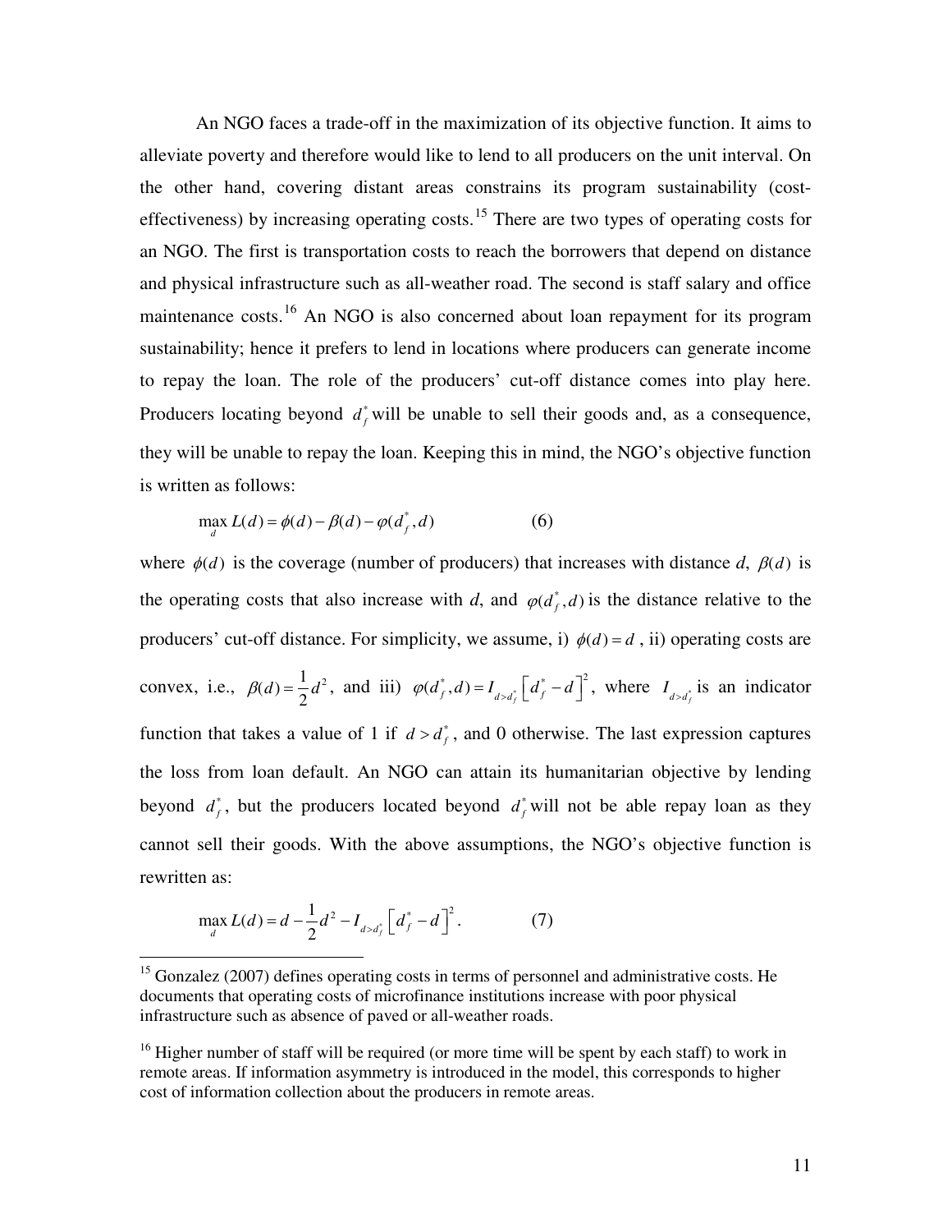An NGO faces a trade-off in the maximization of its objective function. It aims to alleviate poverty and therefore would like to lend to all producers on the unit interval. On the other hand, covering distant areas constrains its program sustainability (cost-effectiveness) by increasing operating costs.[15] There are two types of operating costs for an NGO. The first is transportation costs to reach the borrowers that depend on distance and physical infrastructure such as all-weather road. The second is staff salary and office maintenance costs.[16] An NGO is also concerned about loan repayment for its program sustainability; hence it prefers to lend in locations where producers can generate income to repay the loan. The role of the producers' cut-off distance comes into play here. Producers locating beyond $d_f^*$ will be unable to sell their goods and, as a consequence, they will be unable to repay the loan. Keeping this in mind, the NGO's objective function is written as follows:

$$\max_{d} L(d) = \phi(d) - \beta(d) - \varphi(d_f^*, d) \qquad (6)$$

where $\phi(d)$ is the coverage (number of producers) that increases with distance $d$, $\beta(d)$ is the operating costs that also increase with $d$, and $\varphi(d_f^*, d)$ is the distance relative to the producers' cut-off distance. For simplicity, we assume, i) $\phi(d) = d$, ii) operating costs are convex, i.e., $\beta(d) = \frac{1}{2}d^2$, and iii) $\varphi(d_f^*, d) = I_{d > d_f^*}\left[d_f^* - d\right]^2$, where $I_{d > d_f^*}$ is an indicator function that takes a value of 1 if $d > d_f^*$, and 0 otherwise. The last expression captures the loss from loan default. An NGO can attain its humanitarian objective by lending beyond $d_f^*$, but the producers located beyond $d_f^*$ will not be able repay loan as they cannot sell their goods. With the above assumptions, the NGO's objective function is rewritten as:

$$\max_{d} L(d) = d - \frac{1}{2}d^2 - I_{d > d_f^*}\left[d_f^* - d\right]^2. \qquad (7)$$

---

[15] Gonzalez (2007) defines operating costs in terms of personnel and administrative costs. He documents that operating costs of microfinance institutions increase with poor physical infrastructure such as absence of paved or all-weather roads.

[16] Higher number of staff will be required (or more time will be spent by each staff) to work in remote areas. If information asymmetry is introduced in the model, this corresponds to higher cost of information collection about the producers in remote areas.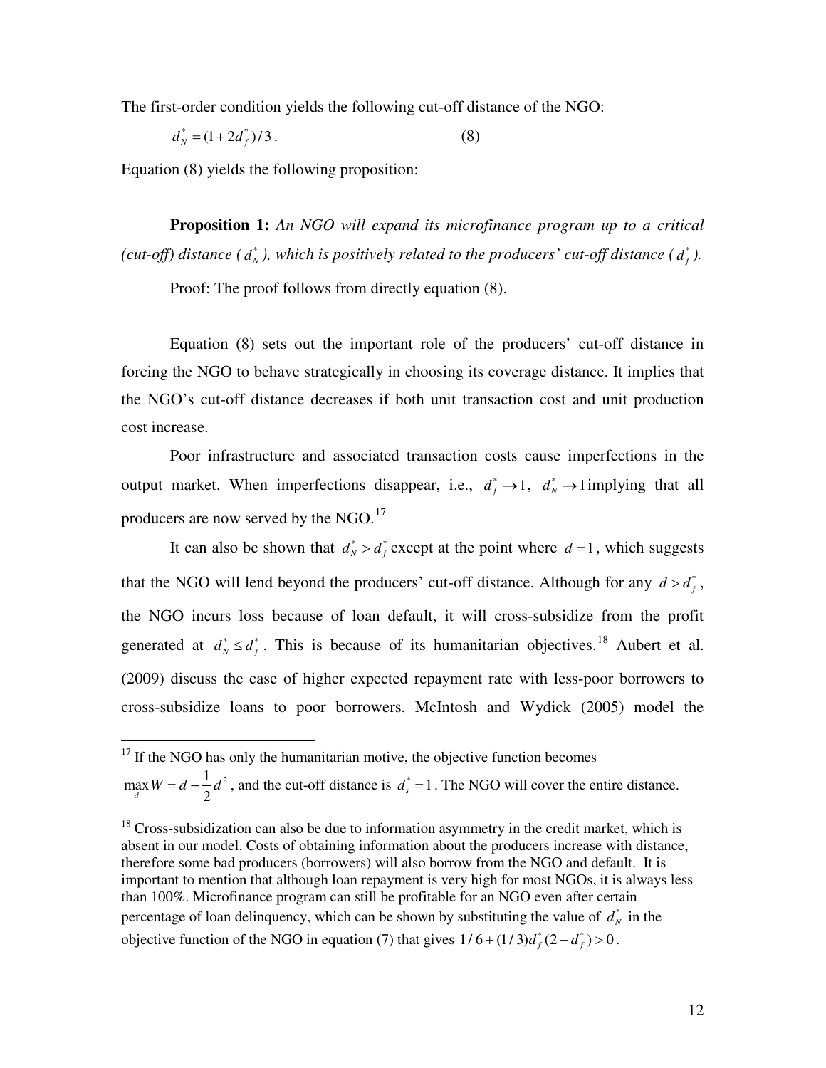The first-order condition yields the following cut-off distance of the NGO:

$$d_N^* = (1 + 2d_f^*)/3 \,. \qquad (8)$$

Equation (8) yields the following proposition:

**Proposition 1:** *An NGO will expand its microfinance program up to a critical (cut-off) distance ($d_N^*$), which is positively related to the producers' cut-off distance ($d_f^*$).*

Proof: The proof follows from directly equation (8).

Equation (8) sets out the important role of the producers' cut-off distance in forcing the NGO to behave strategically in choosing its coverage distance. It implies that the NGO's cut-off distance decreases if both unit transaction cost and unit production cost increase.

Poor infrastructure and associated transaction costs cause imperfections in the output market. When imperfections disappear, i.e., $d_f^* \to 1$, $d_N^* \to 1$ implying that all producers are now served by the NGO.[17]

It can also be shown that $d_N^* > d_f^*$ except at the point where $d = 1$, which suggests that the NGO will lend beyond the producers' cut-off distance. Although for any $d > d_f^*$, the NGO incurs loss because of loan default, it will cross-subsidize from the profit generated at $d_N^* \le d_f^*$. This is because of its humanitarian objectives.[18] Aubert et al. (2009) discuss the case of higher expected repayment rate with less-poor borrowers to cross-subsidize loans to poor borrowers. McIntosh and Wydick (2005) model the

---

[17] If the NGO has only the humanitarian motive, the objective function becomes $\max_d W = d - \frac{1}{2}d^2$, and the cut-off distance is $d_s^* = 1$. The NGO will cover the entire distance.

[18] Cross-subsidization can also be due to information asymmetry in the credit market, which is absent in our model. Costs of obtaining information about the producers increase with distance, therefore some bad producers (borrowers) will also borrow from the NGO and default. It is important to mention that although loan repayment is very high for most NGOs, it is always less than 100%. Microfinance program can still be profitable for an NGO even after certain percentage of loan delinquency, which can be shown by substituting the value of $d_N^*$ in the objective function of the NGO in equation (7) that gives $1/6 + (1/3)d_f^*(2 - d_f^*) > 0$.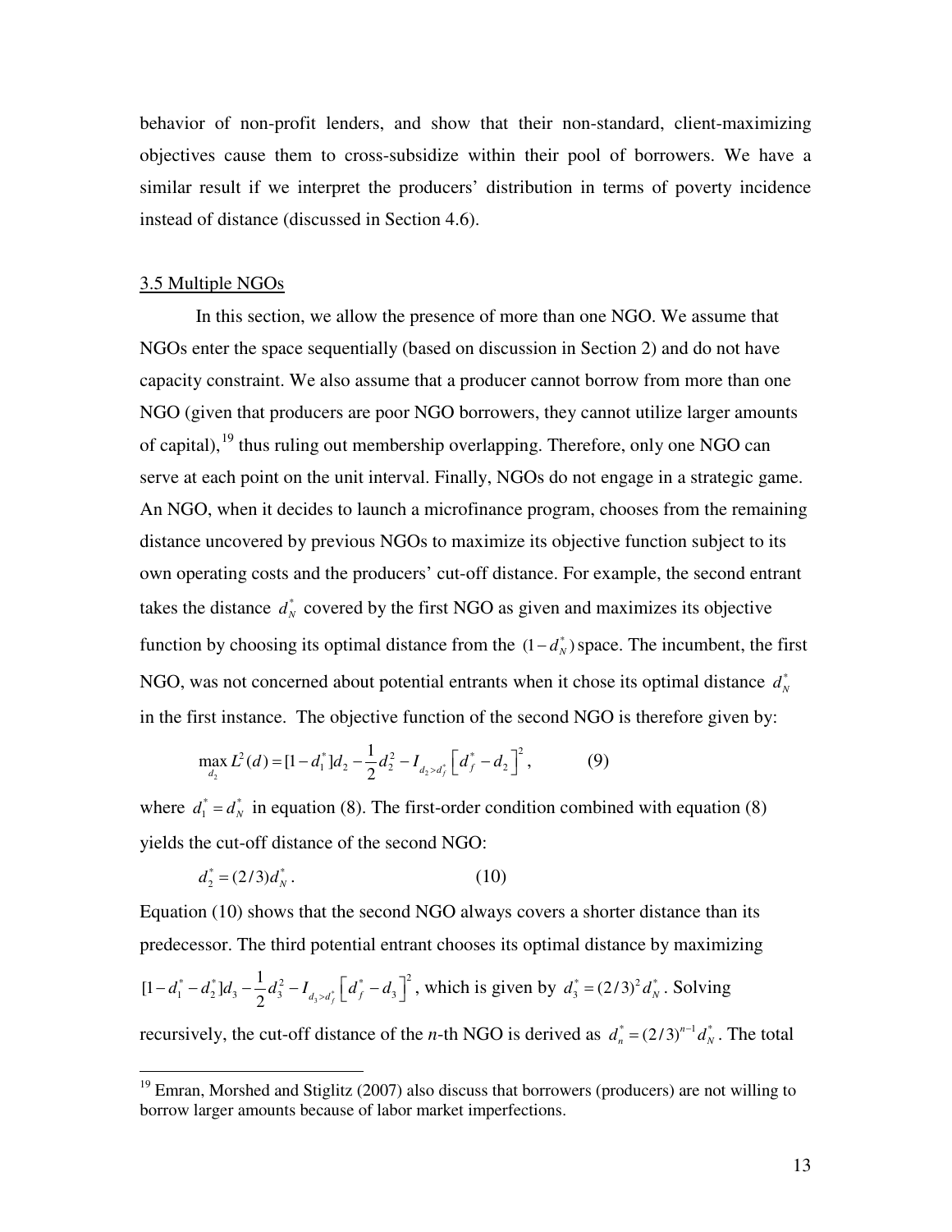behavior of non-profit lenders, and show that their non-standard, client-maximizing objectives cause them to cross-subsidize within their pool of borrowers. We have a similar result if we interpret the producers' distribution in terms of poverty incidence instead of distance (discussed in Section 4.6).

### 3.5 Multiple NGOs

In this section, we allow the presence of more than one NGO. We assume that NGOs enter the space sequentially (based on discussion in Section 2) and do not have capacity constraint. We also assume that a producer cannot borrow from more than one NGO (given that producers are poor NGO borrowers, they cannot utilize larger amounts of capital),[19] thus ruling out membership overlapping. Therefore, only one NGO can serve at each point on the unit interval. Finally, NGOs do not engage in a strategic game. An NGO, when it decides to launch a microfinance program, chooses from the remaining distance uncovered by previous NGOs to maximize its objective function subject to its own operating costs and the producers' cut-off distance. For example, the second entrant takes the distance $d_N^*$ covered by the first NGO as given and maximizes its objective function by choosing its optimal distance from the $(1-d_N^*)$ space. The incumbent, the first NGO, was not concerned about potential entrants when it chose its optimal distance $d_N^*$ in the first instance. The objective function of the second NGO is therefore given by:

$$\max_{d_2} L^2(d) = [1-d_1^*]d_2 - \frac{1}{2}d_2^2 - I_{d_2>d_f^*}\left[d_f^* - d_2\right]^2, \qquad (9)$$

where $d_1^* = d_N^*$ in equation (8). The first-order condition combined with equation (8) yields the cut-off distance of the second NGO:

$$d_2^* = (2/3)d_N^*. \qquad (10)$$

Equation (10) shows that the second NGO always covers a shorter distance than its predecessor. The third potential entrant chooses its optimal distance by maximizing $[1-d_1^*-d_2^*]d_3 - \frac{1}{2}d_3^2 - I_{d_3>d_f^*}\left[d_f^* - d_3\right]^2$, which is given by $d_3^* = (2/3)^2 d_N^*$. Solving recursively, the cut-off distance of the *n*-th NGO is derived as $d_n^* = (2/3)^{n-1}d_N^*$. The total

[19] Emran, Morshed and Stiglitz (2007) also discuss that borrowers (producers) are not willing to borrow larger amounts because of labor market imperfections.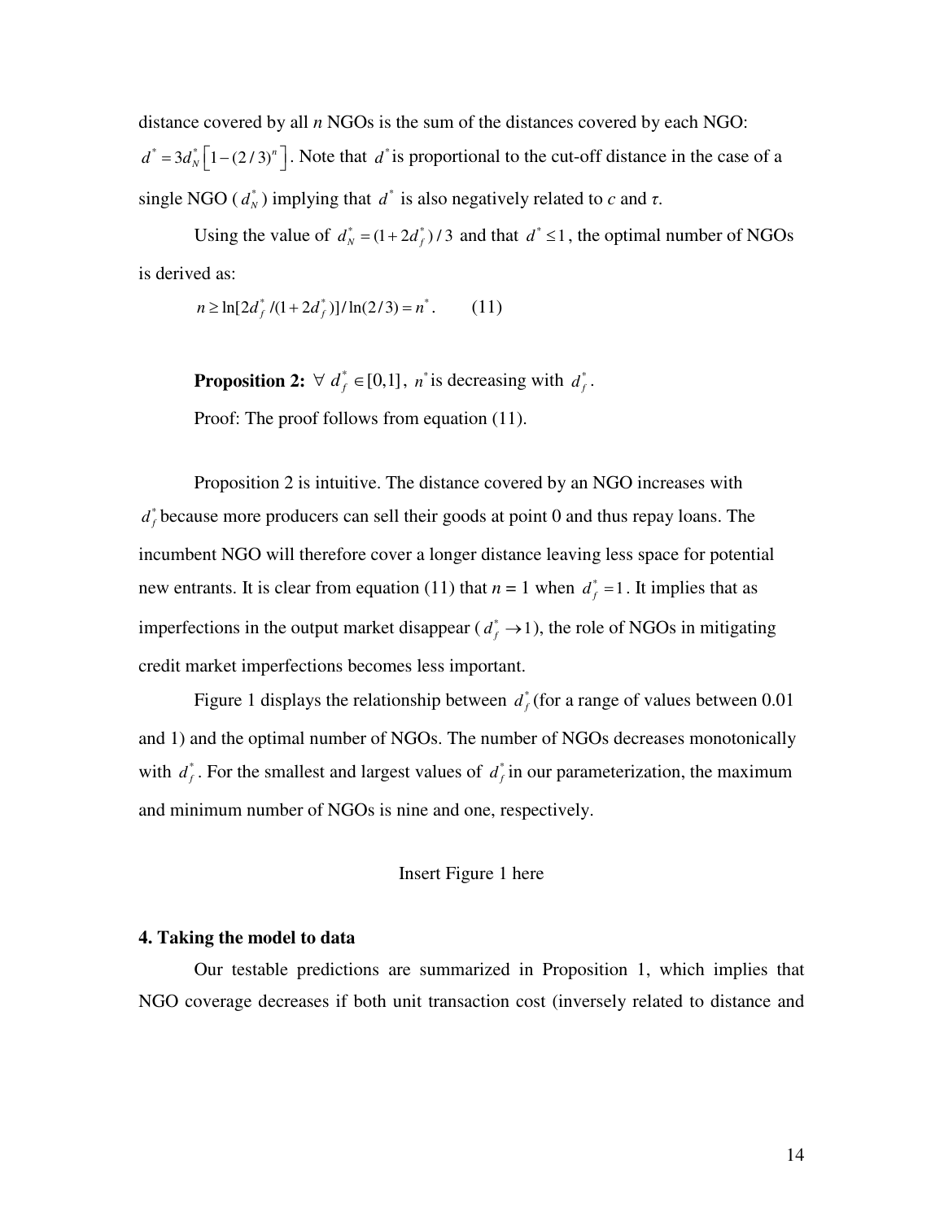distance covered by all *n* NGOs is the sum of the distances covered by each NGO: $d^* = 3d_N^*\left[1-(2/3)^n\right]$. Note that $d^*$ is proportional to the cut-off distance in the case of a single NGO ($d_N^*$) implying that $d^*$ is also negatively related to *c* and *τ*.

Using the value of $d_N^* = (1+2d_f^*)/3$ and that $d^* \leq 1$, the optimal number of NGOs is derived as:

$$n \geq \ln[2d_f^*/(1+2d_f^*)]/\ln(2/3) = n^*. \qquad (11)$$

**Proposition 2:** $\forall\ d_f^* \in [0,1]$, $n^*$ is decreasing with $d_f^*$.

Proof: The proof follows from equation (11).

Proposition 2 is intuitive. The distance covered by an NGO increases with $d_f^*$ because more producers can sell their goods at point 0 and thus repay loans. The incumbent NGO will therefore cover a longer distance leaving less space for potential new entrants. It is clear from equation (11) that $n = 1$ when $d_f^* = 1$. It implies that as imperfections in the output market disappear ($d_f^* \to 1$), the role of NGOs in mitigating credit market imperfections becomes less important.

Figure 1 displays the relationship between $d_f^*$ (for a range of values between 0.01 and 1) and the optimal number of NGOs. The number of NGOs decreases monotonically with $d_f^*$. For the smallest and largest values of $d_f^*$ in our parameterization, the maximum and minimum number of NGOs is nine and one, respectively.

Insert Figure 1 here

## 4. Taking the model to data

Our testable predictions are summarized in Proposition 1, which implies that NGO coverage decreases if both unit transaction cost (inversely related to distance and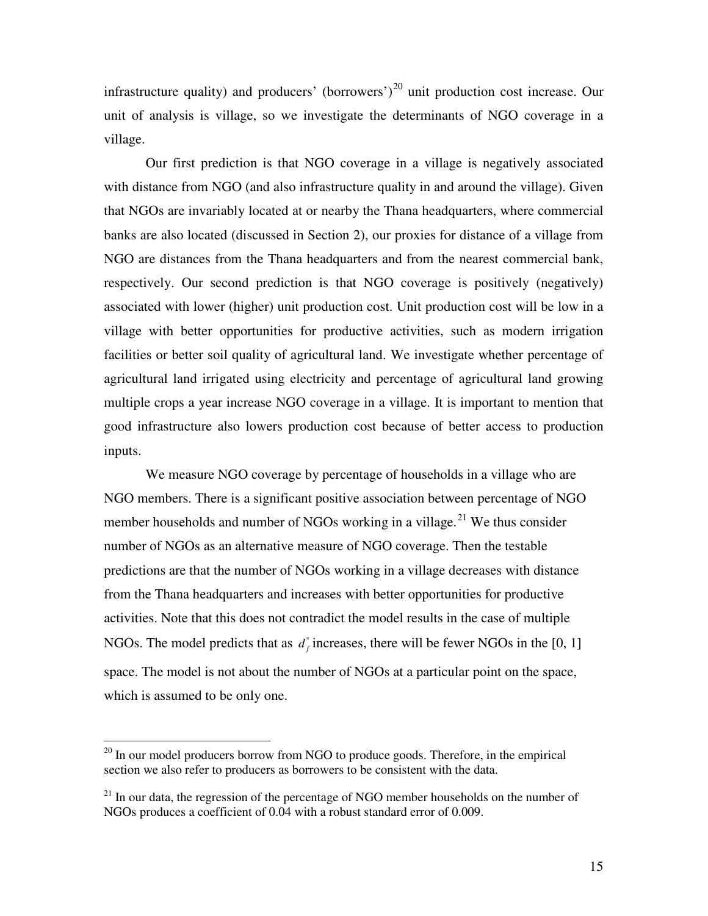infrastructure quality) and producers' (borrowers')[20] unit production cost increase. Our unit of analysis is village, so we investigate the determinants of NGO coverage in a village.

Our first prediction is that NGO coverage in a village is negatively associated with distance from NGO (and also infrastructure quality in and around the village). Given that NGOs are invariably located at or nearby the Thana headquarters, where commercial banks are also located (discussed in Section 2), our proxies for distance of a village from NGO are distances from the Thana headquarters and from the nearest commercial bank, respectively. Our second prediction is that NGO coverage is positively (negatively) associated with lower (higher) unit production cost. Unit production cost will be low in a village with better opportunities for productive activities, such as modern irrigation facilities or better soil quality of agricultural land. We investigate whether percentage of agricultural land irrigated using electricity and percentage of agricultural land growing multiple crops a year increase NGO coverage in a village. It is important to mention that good infrastructure also lowers production cost because of better access to production inputs.

We measure NGO coverage by percentage of households in a village who are NGO members. There is a significant positive association between percentage of NGO member households and number of NGOs working in a village.[21] We thus consider number of NGOs as an alternative measure of NGO coverage. Then the testable predictions are that the number of NGOs working in a village decreases with distance from the Thana headquarters and increases with better opportunities for productive activities. Note that this does not contradict the model results in the case of multiple NGOs. The model predicts that as $d_f^*$ increases, there will be fewer NGOs in the [0, 1] space. The model is not about the number of NGOs at a particular point on the space, which is assumed to be only one.

---

[20] In our model producers borrow from NGO to produce goods. Therefore, in the empirical section we also refer to producers as borrowers to be consistent with the data.

[21] In our data, the regression of the percentage of NGO member households on the number of NGOs produces a coefficient of 0.04 with a robust standard error of 0.009.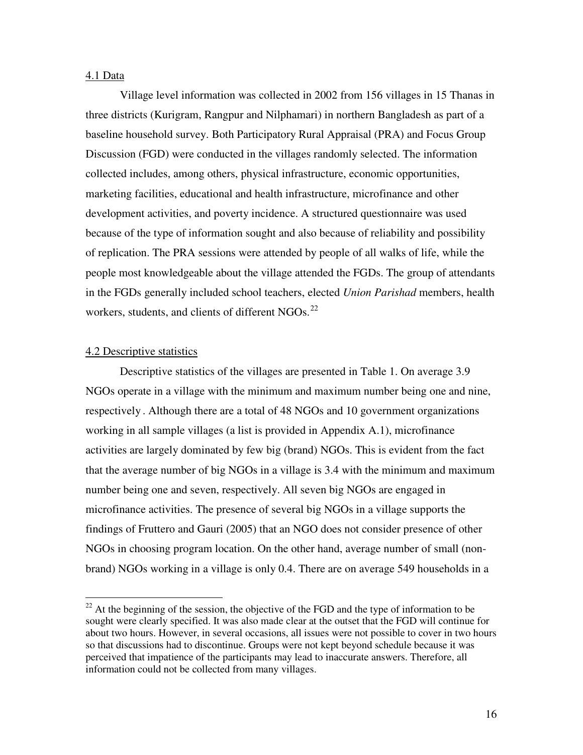## 4.1 Data

Village level information was collected in 2002 from 156 villages in 15 Thanas in three districts (Kurigram, Rangpur and Nilphamari) in northern Bangladesh as part of a baseline household survey. Both Participatory Rural Appraisal (PRA) and Focus Group Discussion (FGD) were conducted in the villages randomly selected. The information collected includes, among others, physical infrastructure, economic opportunities, marketing facilities, educational and health infrastructure, microfinance and other development activities, and poverty incidence. A structured questionnaire was used because of the type of information sought and also because of reliability and possibility of replication. The PRA sessions were attended by people of all walks of life, while the people most knowledgeable about the village attended the FGDs. The group of attendants in the FGDs generally included school teachers, elected *Union Parishad* members, health workers, students, and clients of different NGOs.[22]

## 4.2 Descriptive statistics

Descriptive statistics of the villages are presented in Table 1. On average 3.9 NGOs operate in a village with the minimum and maximum number being one and nine, respectively. Although there are a total of 48 NGOs and 10 government organizations working in all sample villages (a list is provided in Appendix A.1), microfinance activities are largely dominated by few big (brand) NGOs. This is evident from the fact that the average number of big NGOs in a village is 3.4 with the minimum and maximum number being one and seven, respectively. All seven big NGOs are engaged in microfinance activities. The presence of several big NGOs in a village supports the findings of Fruttero and Gauri (2005) that an NGO does not consider presence of other NGOs in choosing program location. On the other hand, average number of small (non-brand) NGOs working in a village is only 0.4. There are on average 549 households in a

[22] At the beginning of the session, the objective of the FGD and the type of information to be sought were clearly specified. It was also made clear at the outset that the FGD will continue for about two hours. However, in several occasions, all issues were not possible to cover in two hours so that discussions had to discontinue. Groups were not kept beyond schedule because it was perceived that impatience of the participants may lead to inaccurate answers. Therefore, all information could not be collected from many villages.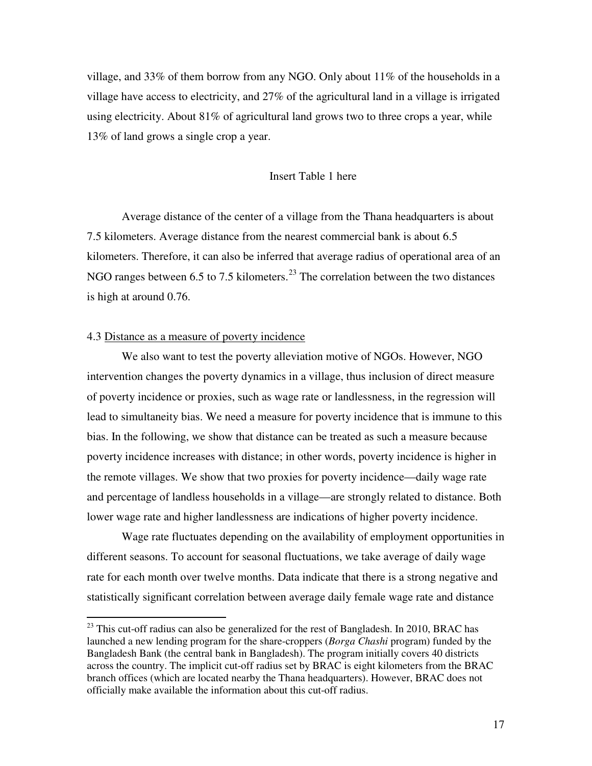village, and 33% of them borrow from any NGO. Only about 11% of the households in a village have access to electricity, and 27% of the agricultural land in a village is irrigated using electricity. About 81% of agricultural land grows two to three crops a year, while 13% of land grows a single crop a year.

Insert Table 1 here

Average distance of the center of a village from the Thana headquarters is about 7.5 kilometers. Average distance from the nearest commercial bank is about 6.5 kilometers. Therefore, it can also be inferred that average radius of operational area of an NGO ranges between 6.5 to 7.5 kilometers.[23] The correlation between the two distances is high at around 0.76.

### 4.3 Distance as a measure of poverty incidence

We also want to test the poverty alleviation motive of NGOs. However, NGO intervention changes the poverty dynamics in a village, thus inclusion of direct measure of poverty incidence or proxies, such as wage rate or landlessness, in the regression will lead to simultaneity bias. We need a measure for poverty incidence that is immune to this bias. In the following, we show that distance can be treated as such a measure because poverty incidence increases with distance; in other words, poverty incidence is higher in the remote villages. We show that two proxies for poverty incidence—daily wage rate and percentage of landless households in a village—are strongly related to distance. Both lower wage rate and higher landlessness are indications of higher poverty incidence.

Wage rate fluctuates depending on the availability of employment opportunities in different seasons. To account for seasonal fluctuations, we take average of daily wage rate for each month over twelve months. Data indicate that there is a strong negative and statistically significant correlation between average daily female wage rate and distance

[23] This cut-off radius can also be generalized for the rest of Bangladesh. In 2010, BRAC has launched a new lending program for the share-croppers (*Borga Chashi* program) funded by the Bangladesh Bank (the central bank in Bangladesh). The program initially covers 40 districts across the country. The implicit cut-off radius set by BRAC is eight kilometers from the BRAC branch offices (which are located nearby the Thana headquarters). However, BRAC does not officially make available the information about this cut-off radius.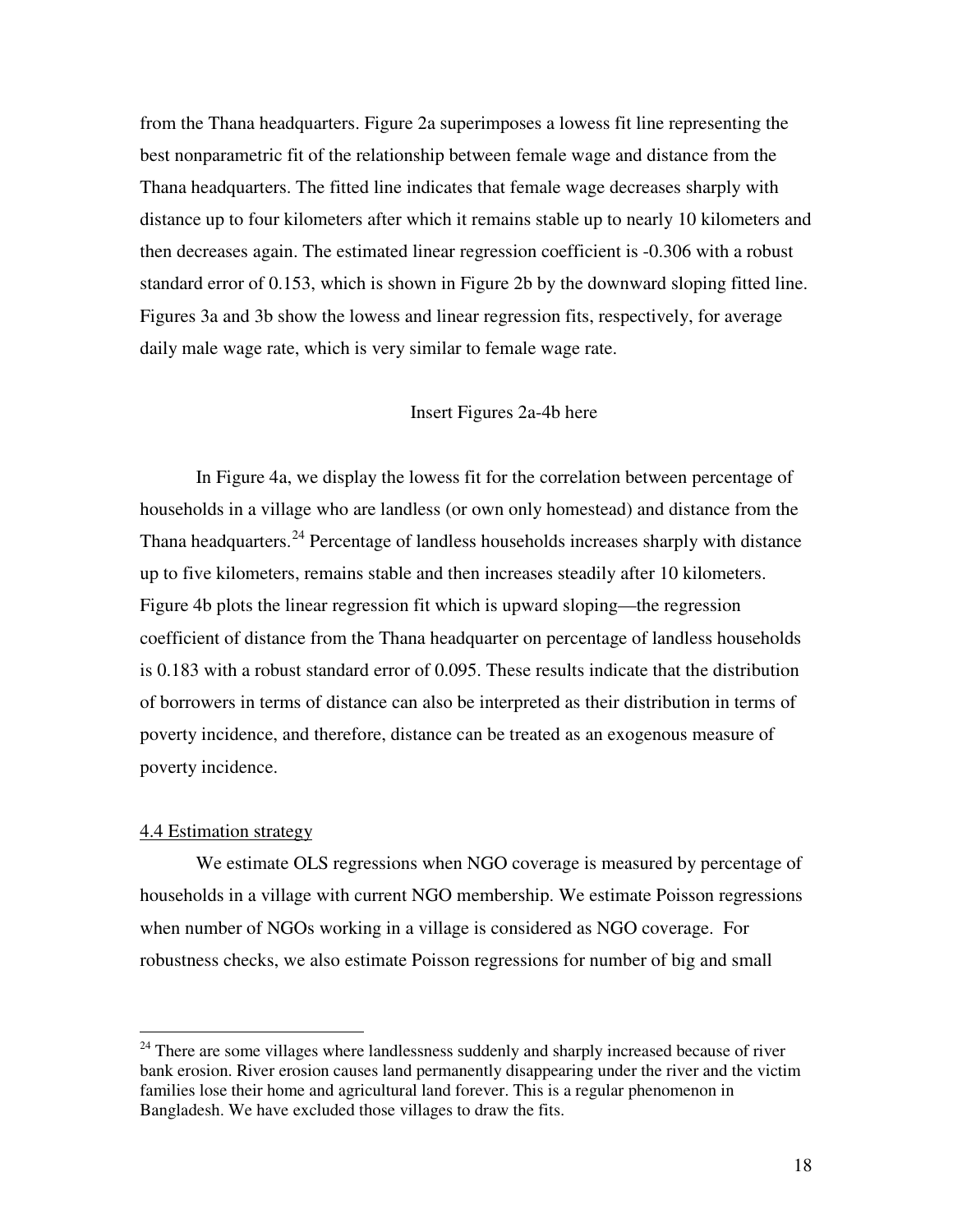from the Thana headquarters. Figure 2a superimposes a lowess fit line representing the best nonparametric fit of the relationship between female wage and distance from the Thana headquarters. The fitted line indicates that female wage decreases sharply with distance up to four kilometers after which it remains stable up to nearly 10 kilometers and then decreases again. The estimated linear regression coefficient is -0.306 with a robust standard error of 0.153, which is shown in Figure 2b by the downward sloping fitted line. Figures 3a and 3b show the lowess and linear regression fits, respectively, for average daily male wage rate, which is very similar to female wage rate.

Insert Figures 2a-4b here

In Figure 4a, we display the lowess fit for the correlation between percentage of households in a village who are landless (or own only homestead) and distance from the Thana headquarters.[24] Percentage of landless households increases sharply with distance up to five kilometers, remains stable and then increases steadily after 10 kilometers. Figure 4b plots the linear regression fit which is upward sloping—the regression coefficient of distance from the Thana headquarter on percentage of landless households is 0.183 with a robust standard error of 0.095. These results indicate that the distribution of borrowers in terms of distance can also be interpreted as their distribution in terms of poverty incidence, and therefore, distance can be treated as an exogenous measure of poverty incidence.

### 4.4 Estimation strategy

We estimate OLS regressions when NGO coverage is measured by percentage of households in a village with current NGO membership. We estimate Poisson regressions when number of NGOs working in a village is considered as NGO coverage. For robustness checks, we also estimate Poisson regressions for number of big and small

[24] There are some villages where landlessness suddenly and sharply increased because of river bank erosion. River erosion causes land permanently disappearing under the river and the victim families lose their home and agricultural land forever. This is a regular phenomenon in Bangladesh. We have excluded those villages to draw the fits.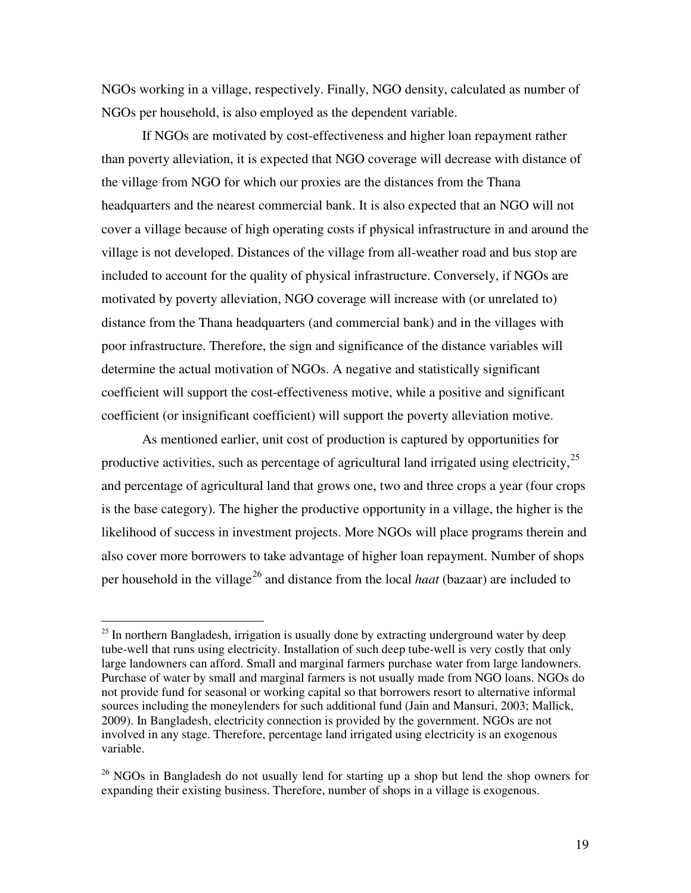NGOs working in a village, respectively. Finally, NGO density, calculated as number of NGOs per household, is also employed as the dependent variable.

If NGOs are motivated by cost-effectiveness and higher loan repayment rather than poverty alleviation, it is expected that NGO coverage will decrease with distance of the village from NGO for which our proxies are the distances from the Thana headquarters and the nearest commercial bank. It is also expected that an NGO will not cover a village because of high operating costs if physical infrastructure in and around the village is not developed. Distances of the village from all-weather road and bus stop are included to account for the quality of physical infrastructure. Conversely, if NGOs are motivated by poverty alleviation, NGO coverage will increase with (or unrelated to) distance from the Thana headquarters (and commercial bank) and in the villages with poor infrastructure. Therefore, the sign and significance of the distance variables will determine the actual motivation of NGOs. A negative and statistically significant coefficient will support the cost-effectiveness motive, while a positive and significant coefficient (or insignificant coefficient) will support the poverty alleviation motive.

As mentioned earlier, unit cost of production is captured by opportunities for productive activities, such as percentage of agricultural land irrigated using electricity,[25] and percentage of agricultural land that grows one, two and three crops a year (four crops is the base category). The higher the productive opportunity in a village, the higher is the likelihood of success in investment projects. More NGOs will place programs therein and also cover more borrowers to take advantage of higher loan repayment. Number of shops per household in the village[26] and distance from the local *haat* (bazaar) are included to

---

[25] In northern Bangladesh, irrigation is usually done by extracting underground water by deep tube-well that runs using electricity. Installation of such deep tube-well is very costly that only large landowners can afford. Small and marginal farmers purchase water from large landowners. Purchase of water by small and marginal farmers is not usually made from NGO loans. NGOs do not provide fund for seasonal or working capital so that borrowers resort to alternative informal sources including the moneylenders for such additional fund (Jain and Mansuri, 2003; Mallick, 2009). In Bangladesh, electricity connection is provided by the government. NGOs are not involved in any stage. Therefore, percentage land irrigated using electricity is an exogenous variable.

[26] NGOs in Bangladesh do not usually lend for starting up a shop but lend the shop owners for expanding their existing business. Therefore, number of shops in a village is exogenous.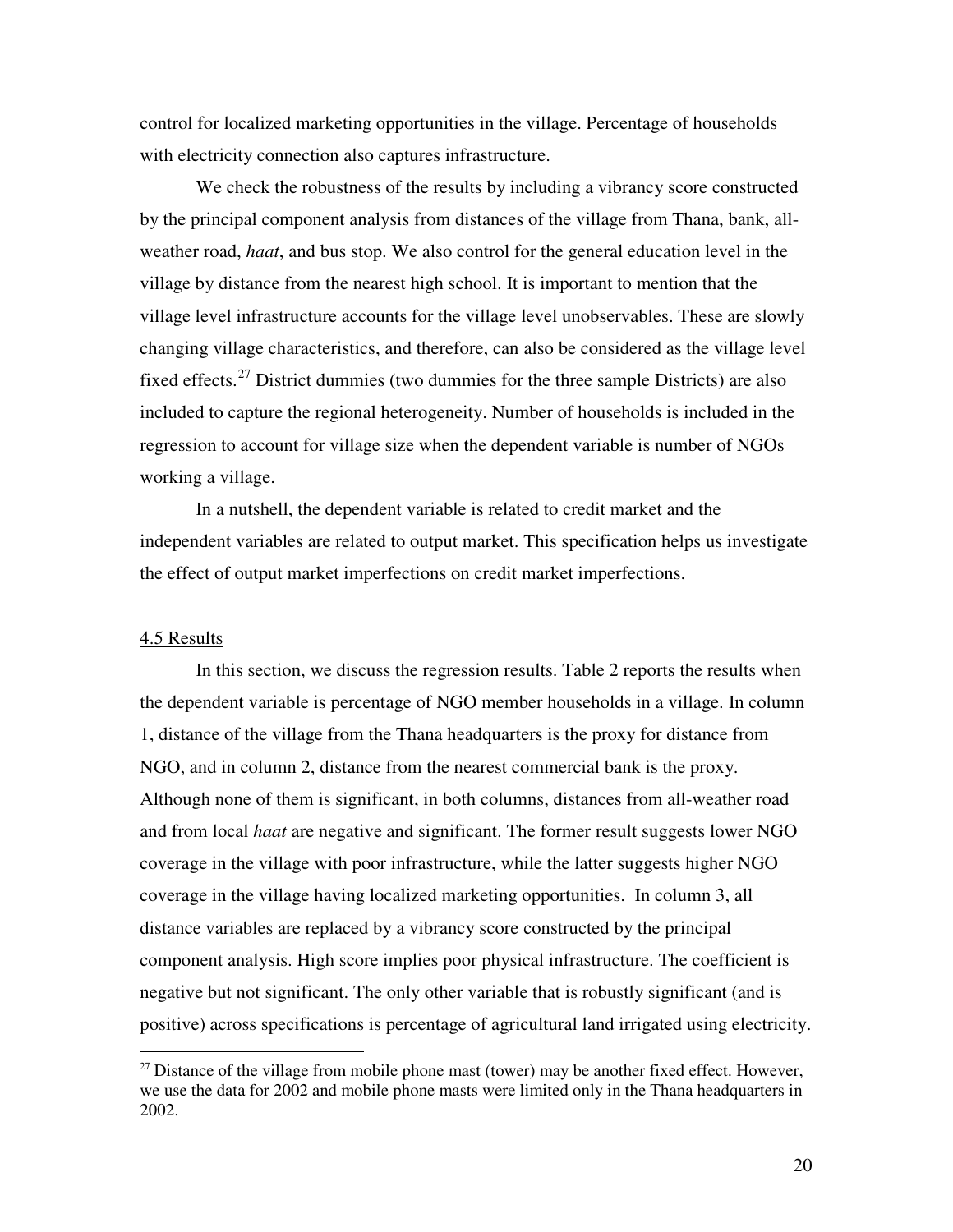control for localized marketing opportunities in the village. Percentage of households with electricity connection also captures infrastructure.

We check the robustness of the results by including a vibrancy score constructed by the principal component analysis from distances of the village from Thana, bank, all-weather road, *haat*, and bus stop. We also control for the general education level in the village by distance from the nearest high school. It is important to mention that the village level infrastructure accounts for the village level unobservables. These are slowly changing village characteristics, and therefore, can also be considered as the village level fixed effects.[27] District dummies (two dummies for the three sample Districts) are also included to capture the regional heterogeneity. Number of households is included in the regression to account for village size when the dependent variable is number of NGOs working a village.

In a nutshell, the dependent variable is related to credit market and the independent variables are related to output market. This specification helps us investigate the effect of output market imperfections on credit market imperfections.

### 4.5 Results

In this section, we discuss the regression results. Table 2 reports the results when the dependent variable is percentage of NGO member households in a village. In column 1, distance of the village from the Thana headquarters is the proxy for distance from NGO, and in column 2, distance from the nearest commercial bank is the proxy. Although none of them is significant, in both columns, distances from all-weather road and from local *haat* are negative and significant. The former result suggests lower NGO coverage in the village with poor infrastructure, while the latter suggests higher NGO coverage in the village having localized marketing opportunities. In column 3, all distance variables are replaced by a vibrancy score constructed by the principal component analysis. High score implies poor physical infrastructure. The coefficient is negative but not significant. The only other variable that is robustly significant (and is positive) across specifications is percentage of agricultural land irrigated using electricity.

---

[27] Distance of the village from mobile phone mast (tower) may be another fixed effect. However, we use the data for 2002 and mobile phone masts were limited only in the Thana headquarters in 2002.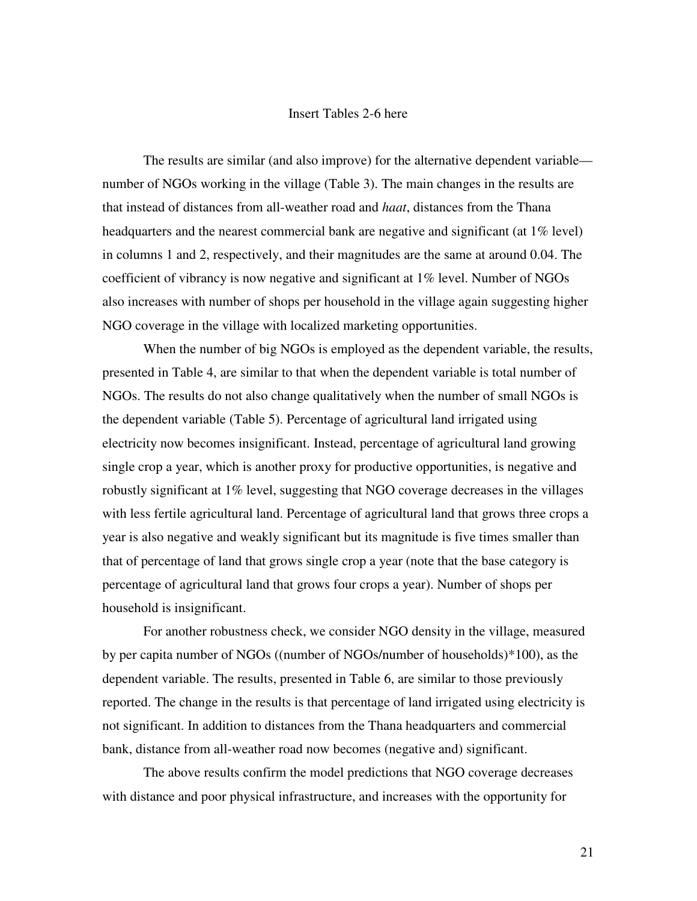Insert Tables 2-6 here

The results are similar (and also improve) for the alternative dependent variable—number of NGOs working in the village (Table 3). The main changes in the results are that instead of distances from all-weather road and *haat*, distances from the Thana headquarters and the nearest commercial bank are negative and significant (at 1% level) in columns 1 and 2, respectively, and their magnitudes are the same at around 0.04. The coefficient of vibrancy is now negative and significant at 1% level. Number of NGOs also increases with number of shops per household in the village again suggesting higher NGO coverage in the village with localized marketing opportunities.

When the number of big NGOs is employed as the dependent variable, the results, presented in Table 4, are similar to that when the dependent variable is total number of NGOs. The results do not also change qualitatively when the number of small NGOs is the dependent variable (Table 5). Percentage of agricultural land irrigated using electricity now becomes insignificant. Instead, percentage of agricultural land growing single crop a year, which is another proxy for productive opportunities, is negative and robustly significant at 1% level, suggesting that NGO coverage decreases in the villages with less fertile agricultural land. Percentage of agricultural land that grows three crops a year is also negative and weakly significant but its magnitude is five times smaller than that of percentage of land that grows single crop a year (note that the base category is percentage of agricultural land that grows four crops a year). Number of shops per household is insignificant.

For another robustness check, we consider NGO density in the village, measured by per capita number of NGOs ((number of NGOs/number of households)*100), as the dependent variable. The results, presented in Table 6, are similar to those previously reported. The change in the results is that percentage of land irrigated using electricity is not significant. In addition to distances from the Thana headquarters and commercial bank, distance from all-weather road now becomes (negative and) significant.

The above results confirm the model predictions that NGO coverage decreases with distance and poor physical infrastructure, and increases with the opportunity for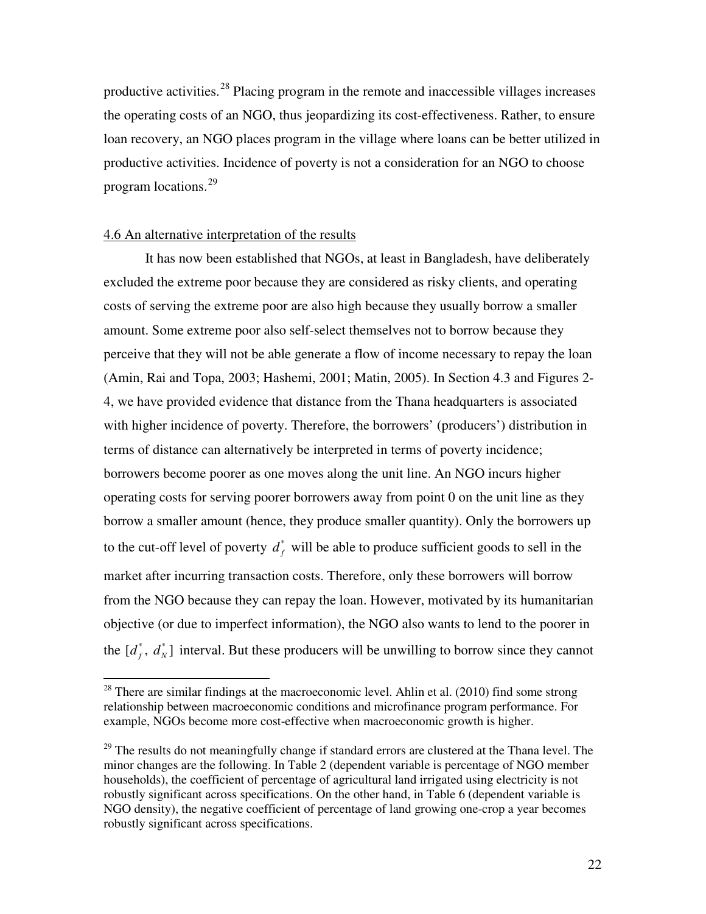productive activities.[28] Placing program in the remote and inaccessible villages increases the operating costs of an NGO, thus jeopardizing its cost-effectiveness. Rather, to ensure loan recovery, an NGO places program in the village where loans can be better utilized in productive activities. Incidence of poverty is not a consideration for an NGO to choose program locations.[29]

4.6 An alternative interpretation of the results

It has now been established that NGOs, at least in Bangladesh, have deliberately excluded the extreme poor because they are considered as risky clients, and operating costs of serving the extreme poor are also high because they usually borrow a smaller amount. Some extreme poor also self-select themselves not to borrow because they perceive that they will not be able generate a flow of income necessary to repay the loan (Amin, Rai and Topa, 2003; Hashemi, 2001; Matin, 2005). In Section 4.3 and Figures 2-4, we have provided evidence that distance from the Thana headquarters is associated with higher incidence of poverty. Therefore, the borrowers' (producers') distribution in terms of distance can alternatively be interpreted in terms of poverty incidence; borrowers become poorer as one moves along the unit line. An NGO incurs higher operating costs for serving poorer borrowers away from point 0 on the unit line as they borrow a smaller amount (hence, they produce smaller quantity). Only the borrowers up to the cut-off level of poverty $d_f^*$ will be able to produce sufficient goods to sell in the market after incurring transaction costs. Therefore, only these borrowers will borrow from the NGO because they can repay the loan. However, motivated by its humanitarian objective (or due to imperfect information), the NGO also wants to lend to the poorer in the $[d_f^*,\ d_N^*]$ interval. But these producers will be unwilling to borrow since they cannot

[28] There are similar findings at the macroeconomic level. Ahlin et al. (2010) find some strong relationship between macroeconomic conditions and microfinance program performance. For example, NGOs become more cost-effective when macroeconomic growth is higher.

[29] The results do not meaningfully change if standard errors are clustered at the Thana level. The minor changes are the following. In Table 2 (dependent variable is percentage of NGO member households), the coefficient of percentage of agricultural land irrigated using electricity is not robustly significant across specifications. On the other hand, in Table 6 (dependent variable is NGO density), the negative coefficient of percentage of land growing one-crop a year becomes robustly significant across specifications.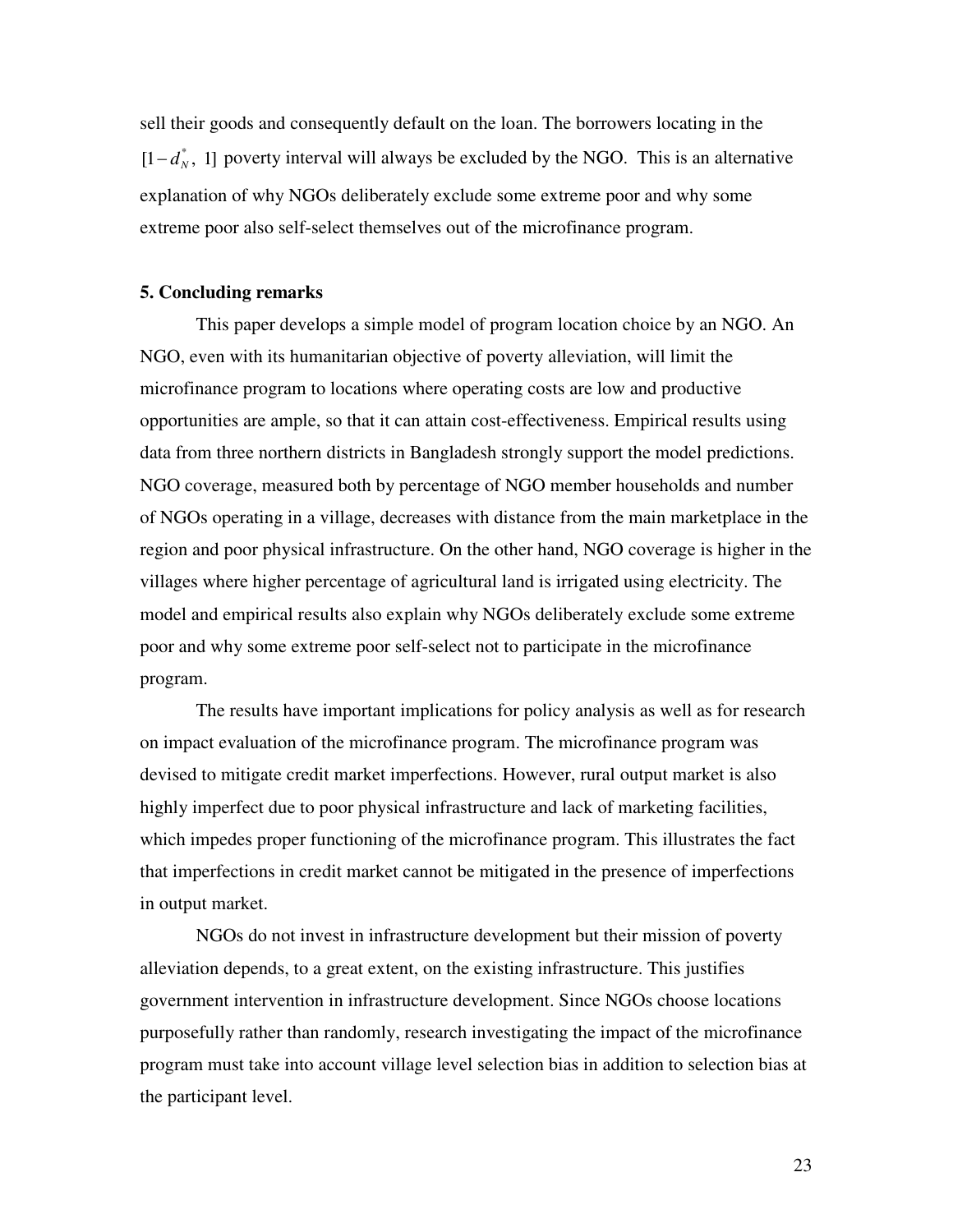sell their goods and consequently default on the loan. The borrowers locating in the $[1-d_N^*,\ 1]$ poverty interval will always be excluded by the NGO. This is an alternative explanation of why NGOs deliberately exclude some extreme poor and why some extreme poor also self-select themselves out of the microfinance program.

## 5. Concluding remarks

This paper develops a simple model of program location choice by an NGO. An NGO, even with its humanitarian objective of poverty alleviation, will limit the microfinance program to locations where operating costs are low and productive opportunities are ample, so that it can attain cost-effectiveness. Empirical results using data from three northern districts in Bangladesh strongly support the model predictions. NGO coverage, measured both by percentage of NGO member households and number of NGOs operating in a village, decreases with distance from the main marketplace in the region and poor physical infrastructure. On the other hand, NGO coverage is higher in the villages where higher percentage of agricultural land is irrigated using electricity. The model and empirical results also explain why NGOs deliberately exclude some extreme poor and why some extreme poor self-select not to participate in the microfinance program.

The results have important implications for policy analysis as well as for research on impact evaluation of the microfinance program. The microfinance program was devised to mitigate credit market imperfections. However, rural output market is also highly imperfect due to poor physical infrastructure and lack of marketing facilities, which impedes proper functioning of the microfinance program. This illustrates the fact that imperfections in credit market cannot be mitigated in the presence of imperfections in output market.

NGOs do not invest in infrastructure development but their mission of poverty alleviation depends, to a great extent, on the existing infrastructure. This justifies government intervention in infrastructure development. Since NGOs choose locations purposefully rather than randomly, research investigating the impact of the microfinance program must take into account village level selection bias in addition to selection bias at the participant level.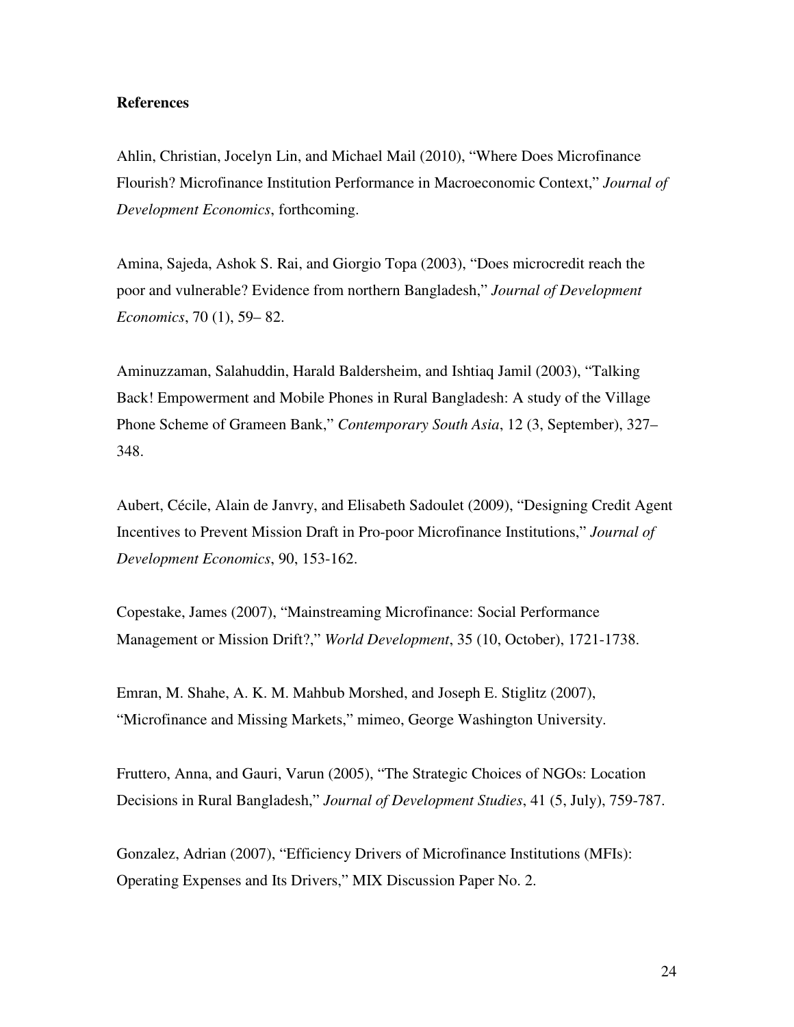**References**

Ahlin, Christian, Jocelyn Lin, and Michael Mail (2010), "Where Does Microfinance Flourish? Microfinance Institution Performance in Macroeconomic Context," *Journal of Development Economics*, forthcoming.

Amina, Sajeda, Ashok S. Rai, and Giorgio Topa (2003), "Does microcredit reach the poor and vulnerable? Evidence from northern Bangladesh," *Journal of Development Economics*, 70 (1), 59– 82.

Aminuzzaman, Salahuddin, Harald Baldersheim, and Ishtiaq Jamil (2003), "Talking Back! Empowerment and Mobile Phones in Rural Bangladesh: A study of the Village Phone Scheme of Grameen Bank," *Contemporary South Asia*, 12 (3, September), 327–348.

Aubert, Cécile, Alain de Janvry, and Elisabeth Sadoulet (2009), "Designing Credit Agent Incentives to Prevent Mission Draft in Pro-poor Microfinance Institutions," *Journal of Development Economics*, 90, 153-162.

Copestake, James (2007), "Mainstreaming Microfinance: Social Performance Management or Mission Drift?," *World Development*, 35 (10, October), 1721-1738.

Emran, M. Shahe, A. K. M. Mahbub Morshed, and Joseph E. Stiglitz (2007), "Microfinance and Missing Markets," mimeo, George Washington University.

Fruttero, Anna, and Gauri, Varun (2005), "The Strategic Choices of NGOs: Location Decisions in Rural Bangladesh," *Journal of Development Studies*, 41 (5, July), 759-787.

Gonzalez, Adrian (2007), "Efficiency Drivers of Microfinance Institutions (MFIs): Operating Expenses and Its Drivers," MIX Discussion Paper No. 2.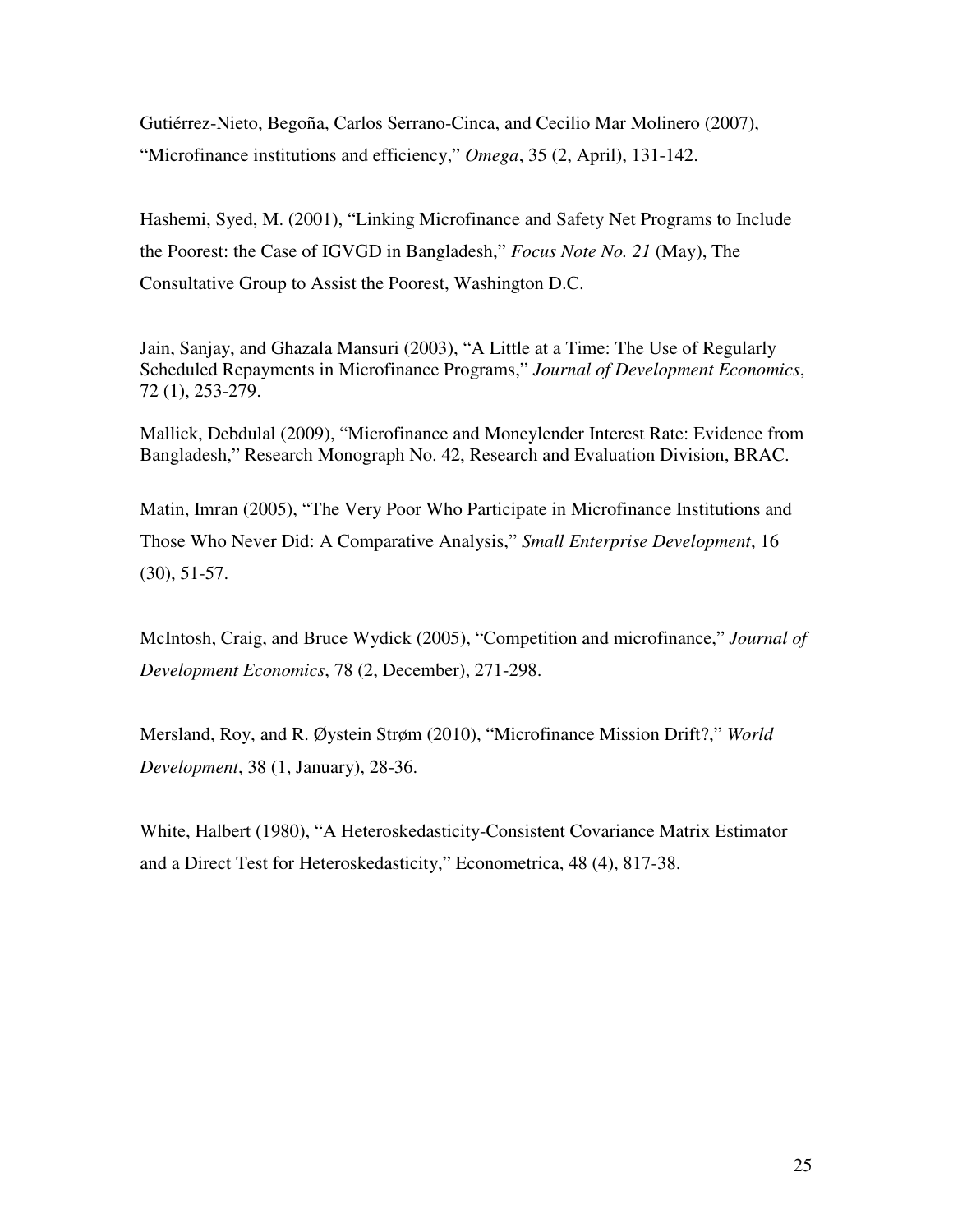Gutiérrez-Nieto, Begoña, Carlos Serrano-Cinca, and Cecilio Mar Molinero (2007), "Microfinance institutions and efficiency," *Omega*, 35 (2, April), 131-142.

Hashemi, Syed, M. (2001), "Linking Microfinance and Safety Net Programs to Include the Poorest: the Case of IGVGD in Bangladesh," *Focus Note No. 21* (May), The Consultative Group to Assist the Poorest, Washington D.C.

Jain, Sanjay, and Ghazala Mansuri (2003), "A Little at a Time: The Use of Regularly Scheduled Repayments in Microfinance Programs," *Journal of Development Economics*, 72 (1), 253-279.

Mallick, Debdulal (2009), "Microfinance and Moneylender Interest Rate: Evidence from Bangladesh," Research Monograph No. 42, Research and Evaluation Division, BRAC.

Matin, Imran (2005), "The Very Poor Who Participate in Microfinance Institutions and Those Who Never Did: A Comparative Analysis," *Small Enterprise Development*, 16 (30), 51-57.

McIntosh, Craig, and Bruce Wydick (2005), "Competition and microfinance," *Journal of Development Economics*, 78 (2, December), 271-298.

Mersland, Roy, and R. Øystein Strøm (2010), "Microfinance Mission Drift?," *World Development*, 38 (1, January), 28-36.

White, Halbert (1980), "A Heteroskedasticity-Consistent Covariance Matrix Estimator and a Direct Test for Heteroskedasticity," Econometrica, 48 (4), 817-38.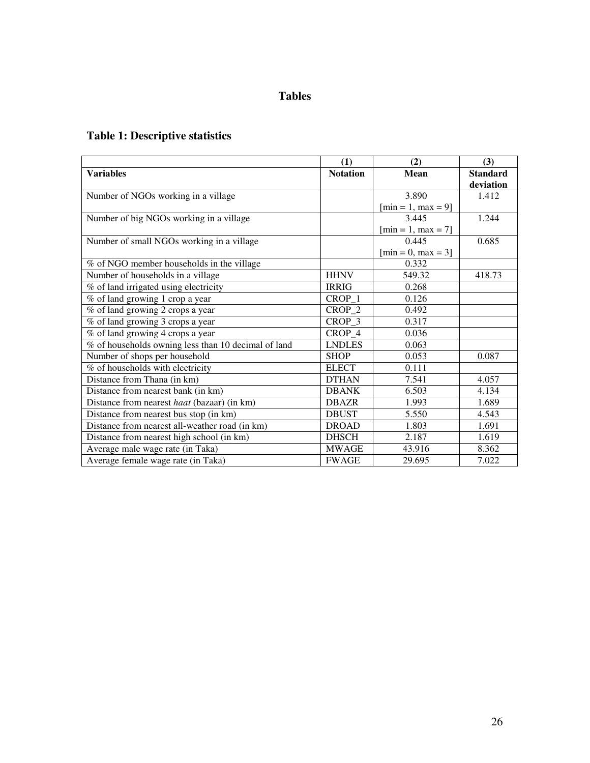# Tables

## Table 1: Descriptive statistics

| | (1) | (2) | (3) |
|---|---|---|---|
| **Variables** | **Notation** | **Mean** | **Standard deviation** |
| Number of NGOs working in a village | | 3.890 [min = 1, max = 9] | 1.412 |
| Number of big NGOs working in a village | | 3.445 [min = 1, max = 7] | 1.244 |
| Number of small NGOs working in a village | | 0.445 [min = 0, max = 3] | 0.685 |
| % of NGO member households in the village | | 0.332 | |
| Number of households in a village | HHNV | 549.32 | 418.73 |
| % of land irrigated using electricity | IRRIG | 0.268 | |
| % of land growing 1 crop a year | CROP_1 | 0.126 | |
| % of land growing 2 crops a year | CROP_2 | 0.492 | |
| % of land growing 3 crops a year | CROP_3 | 0.317 | |
| % of land growing 4 crops a year | CROP_4 | 0.036 | |
| % of households owning less than 10 decimal of land | LNDLES | 0.063 | |
| Number of shops per household | SHOP | 0.053 | 0.087 |
| % of households with electricity | ELECT | 0.111 | |
| Distance from Thana (in km) | DTHAN | 7.541 | 4.057 |
| Distance from nearest bank (in km) | DBANK | 6.503 | 4.134 |
| Distance from nearest *haat* (bazaar) (in km) | DBAZR | 1.993 | 1.689 |
| Distance from nearest bus stop (in km) | DBUST | 5.550 | 4.543 |
| Distance from nearest all-weather road (in km) | DROAD | 1.803 | 1.691 |
| Distance from nearest high school (in km) | DHSCH | 2.187 | 1.619 |
| Average male wage rate (in Taka) | MWAGE | 43.916 | 8.362 |
| Average female wage rate (in Taka) | FWAGE | 29.695 | 7.022 |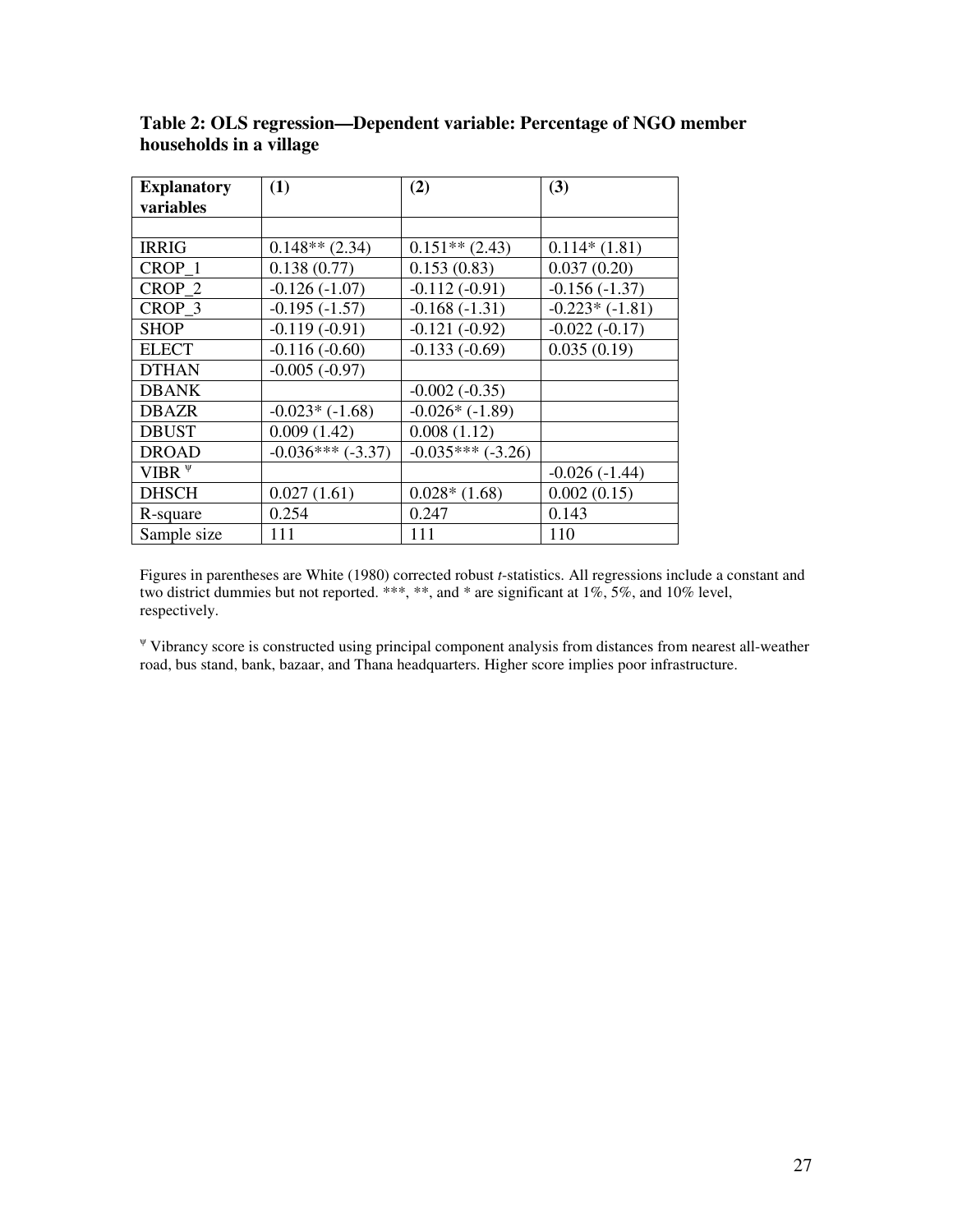**Table 2: OLS regression—Dependent variable: Percentage of NGO member households in a village**

| Explanatory variables | (1) | (2) | (3) |
|---|---|---|---|
| | | | |
| IRRIG | 0.148** (2.34) | 0.151** (2.43) | 0.114* (1.81) |
| CROP_1 | 0.138 (0.77) | 0.153 (0.83) | 0.037 (0.20) |
| CROP_2 | -0.126 (-1.07) | -0.112 (-0.91) | -0.156 (-1.37) |
| CROP_3 | -0.195 (-1.57) | -0.168 (-1.31) | -0.223* (-1.81) |
| SHOP | -0.119 (-0.91) | -0.121 (-0.92) | -0.022 (-0.17) |
| ELECT | -0.116 (-0.60) | -0.133 (-0.69) | 0.035 (0.19) |
| DTHAN | -0.005 (-0.97) | | |
| DBANK | | -0.002 (-0.35) | |
| DBAZR | -0.023* (-1.68) | -0.026* (-1.89) | |
| DBUST | 0.009 (1.42) | 0.008 (1.12) | |
| DROAD | -0.036*** (-3.37) | -0.035*** (-3.26) | |
| VIBR [ψ] | | | -0.026 (-1.44) |
| DHSCH | 0.027 (1.61) | 0.028* (1.68) | 0.002 (0.15) |
| R-square | 0.254 | 0.247 | 0.143 |
| Sample size | 111 | 111 | 110 |

Figures in parentheses are White (1980) corrected robust *t*-statistics. All regressions include a constant and two district dummies but not reported. ***, **, and * are significant at 1%, 5%, and 10% level, respectively.

[ψ] Vibrancy score is constructed using principal component analysis from distances from nearest all-weather road, bus stand, bank, bazaar, and Thana headquarters. Higher score implies poor infrastructure.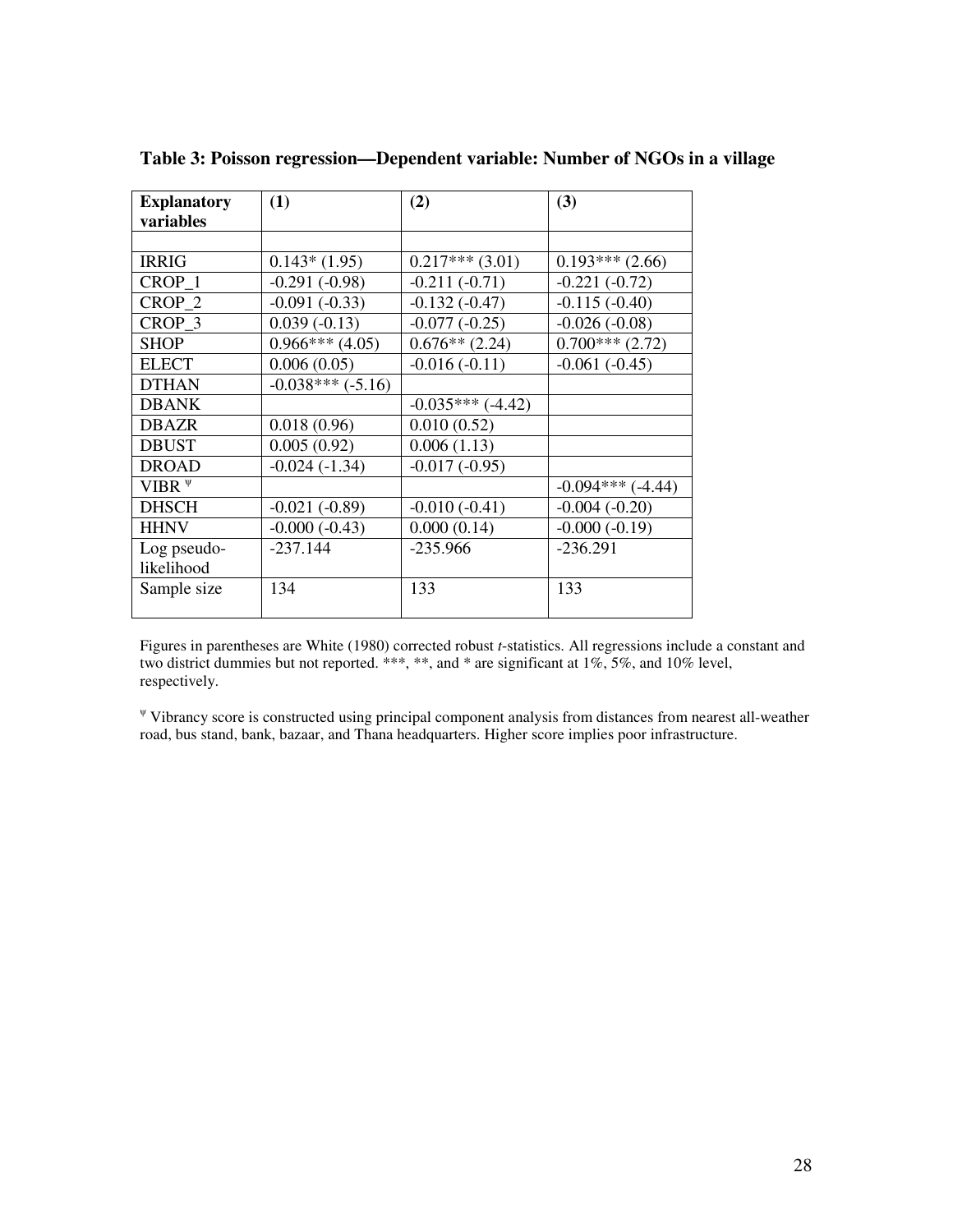**Table 3: Poisson regression—Dependent variable: Number of NGOs in a village**

| Explanatory variables | (1) | (2) | (3) |
|---|---|---|---|
| | | | |
| IRRIG | 0.143* (1.95) | 0.217*** (3.01) | 0.193*** (2.66) |
| CROP_1 | -0.291 (-0.98) | -0.211 (-0.71) | -0.221 (-0.72) |
| CROP_2 | -0.091 (-0.33) | -0.132 (-0.47) | -0.115 (-0.40) |
| CROP_3 | 0.039 (-0.13) | -0.077 (-0.25) | -0.026 (-0.08) |
| SHOP | 0.966*** (4.05) | 0.676** (2.24) | 0.700*** (2.72) |
| ELECT | 0.006 (0.05) | -0.016 (-0.11) | -0.061 (-0.45) |
| DTHAN | -0.038*** (-5.16) | | |
| DBANK | | -0.035*** (-4.42) | |
| DBAZR | 0.018 (0.96) | 0.010 (0.52) | |
| DBUST | 0.005 (0.92) | 0.006 (1.13) | |
| DROAD | -0.024 (-1.34) | -0.017 (-0.95) | |
| VIBR [Ψ] | | | -0.094*** (-4.44) |
| DHSCH | -0.021 (-0.89) | -0.010 (-0.41) | -0.004 (-0.20) |
| HHNV | -0.000 (-0.43) | 0.000 (0.14) | -0.000 (-0.19) |
| Log pseudo-likelihood | -237.144 | -235.966 | -236.291 |
| Sample size | 134 | 133 | 133 |

Figures in parentheses are White (1980) corrected robust *t*-statistics. All regressions include a constant and two district dummies but not reported. ***, **, and * are significant at 1%, 5%, and 10% level, respectively.

[Ψ] Vibrancy score is constructed using principal component analysis from distances from nearest all-weather road, bus stand, bank, bazaar, and Thana headquarters. Higher score implies poor infrastructure.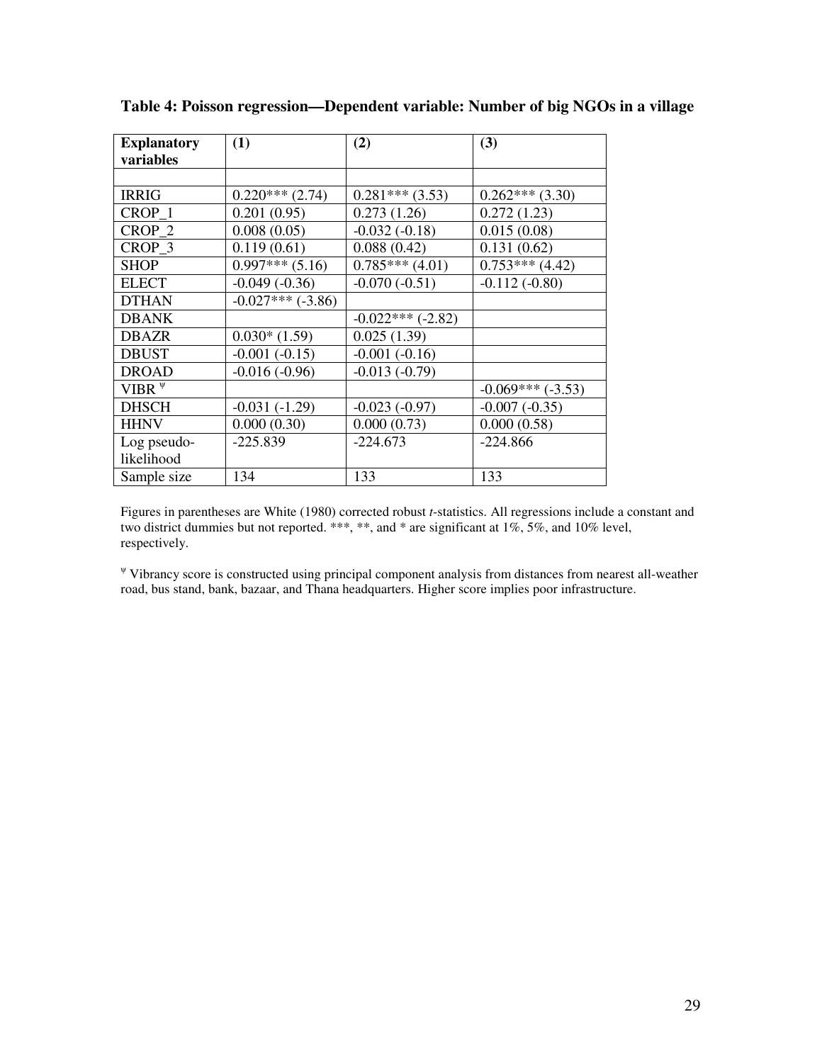**Table 4: Poisson regression—Dependent variable: Number of big NGOs in a village**

| Explanatory variables | (1) | (2) | (3) |
|---|---|---|---|
| | | | |
| IRRIG | 0.220*** (2.74) | 0.281*** (3.53) | 0.262*** (3.30) |
| CROP_1 | 0.201 (0.95) | 0.273 (1.26) | 0.272 (1.23) |
| CROP_2 | 0.008 (0.05) | -0.032 (-0.18) | 0.015 (0.08) |
| CROP_3 | 0.119 (0.61) | 0.088 (0.42) | 0.131 (0.62) |
| SHOP | 0.997*** (5.16) | 0.785*** (4.01) | 0.753*** (4.42) |
| ELECT | -0.049 (-0.36) | -0.070 (-0.51) | -0.112 (-0.80) |
| DTHAN | -0.027*** (-3.86) | | |
| DBANK | | -0.022*** (-2.82) | |
| DBAZR | 0.030* (1.59) | 0.025 (1.39) | |
| DBUST | -0.001 (-0.15) | -0.001 (-0.16) | |
| DROAD | -0.016 (-0.96) | -0.013 (-0.79) | |
| VIBR [ψ] | | | -0.069*** (-3.53) |
| DHSCH | -0.031 (-1.29) | -0.023 (-0.97) | -0.007 (-0.35) |
| HHNV | 0.000 (0.30) | 0.000 (0.73) | 0.000 (0.58) |
| Log pseudo-likelihood | -225.839 | -224.673 | -224.866 |
| Sample size | 134 | 133 | 133 |

Figures in parentheses are White (1980) corrected robust *t*-statistics. All regressions include a constant and two district dummies but not reported. ***, **, and * are significant at 1%, 5%, and 10% level, respectively.

[ψ] Vibrancy score is constructed using principal component analysis from distances from nearest all-weather road, bus stand, bank, bazaar, and Thana headquarters. Higher score implies poor infrastructure.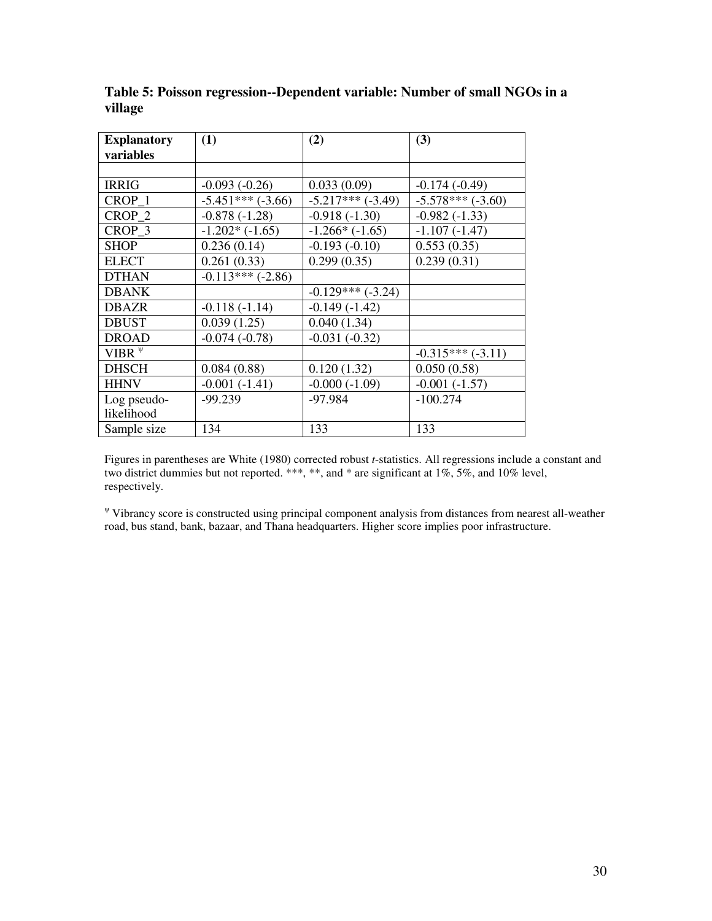**Table 5: Poisson regression--Dependent variable: Number of small NGOs in a village**

| Explanatory variables | (1) | (2) | (3) |
|---|---|---|---|
| | | | |
| IRRIG | -0.093 (-0.26) | 0.033 (0.09) | -0.174 (-0.49) |
| CROP_1 | -5.451*** (-3.66) | -5.217*** (-3.49) | -5.578*** (-3.60) |
| CROP_2 | -0.878 (-1.28) | -0.918 (-1.30) | -0.982 (-1.33) |
| CROP_3 | -1.202* (-1.65) | -1.266* (-1.65) | -1.107 (-1.47) |
| SHOP | 0.236 (0.14) | -0.193 (-0.10) | 0.553 (0.35) |
| ELECT | 0.261 (0.33) | 0.299 (0.35) | 0.239 (0.31) |
| DTHAN | -0.113*** (-2.86) | | |
| DBANK | | -0.129*** (-3.24) | |
| DBAZR | -0.118 (-1.14) | -0.149 (-1.42) | |
| DBUST | 0.039 (1.25) | 0.040 (1.34) | |
| DROAD | -0.074 (-0.78) | -0.031 (-0.32) | |
| VIBR [ψ] | | | -0.315*** (-3.11) |
| DHSCH | 0.084 (0.88) | 0.120 (1.32) | 0.050 (0.58) |
| HHNV | -0.001 (-1.41) | -0.000 (-1.09) | -0.001 (-1.57) |
| Log pseudo-likelihood | -99.239 | -97.984 | -100.274 |
| Sample size | 134 | 133 | 133 |

Figures in parentheses are White (1980) corrected robust *t*-statistics. All regressions include a constant and two district dummies but not reported. ***, **, and * are significant at 1%, 5%, and 10% level, respectively.

[ψ] Vibrancy score is constructed using principal component analysis from distances from nearest all-weather road, bus stand, bank, bazaar, and Thana headquarters. Higher score implies poor infrastructure.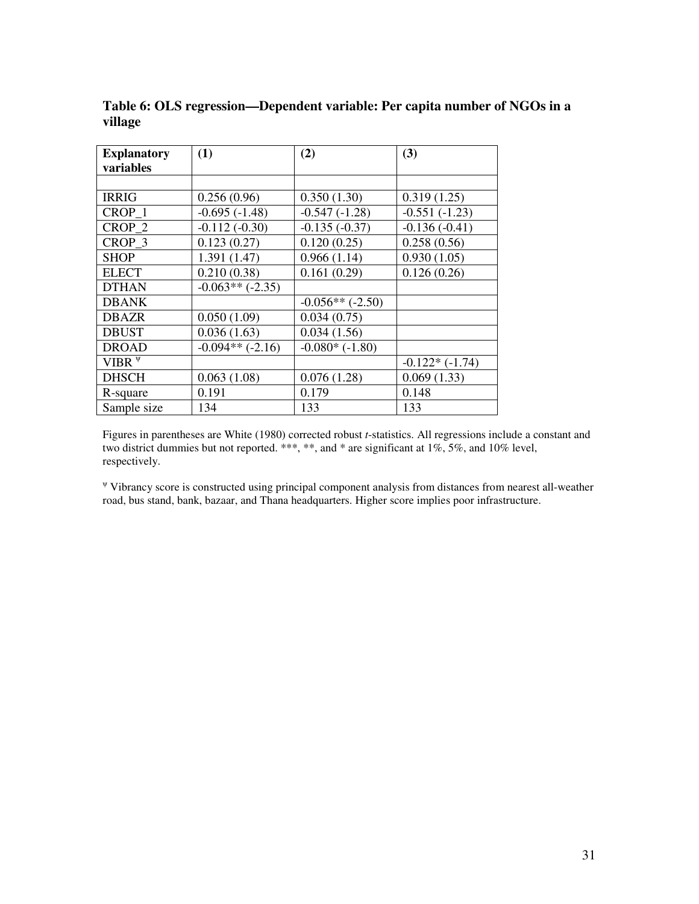**Table 6: OLS regression—Dependent variable: Per capita number of NGOs in a village**

| Explanatory variables | (1) | (2) | (3) |
|---|---|---|---|
| | | | |
| IRRIG | 0.256 (0.96) | 0.350 (1.30) | 0.319 (1.25) |
| CROP_1 | -0.695 (-1.48) | -0.547 (-1.28) | -0.551 (-1.23) |
| CROP_2 | -0.112 (-0.30) | -0.135 (-0.37) | -0.136 (-0.41) |
| CROP_3 | 0.123 (0.27) | 0.120 (0.25) | 0.258 (0.56) |
| SHOP | 1.391 (1.47) | 0.966 (1.14) | 0.930 (1.05) |
| ELECT | 0.210 (0.38) | 0.161 (0.29) | 0.126 (0.26) |
| DTHAN | -0.063** (-2.35) | | |
| DBANK | | -0.056** (-2.50) | |
| DBAZR | 0.050 (1.09) | 0.034 (0.75) | |
| DBUST | 0.036 (1.63) | 0.034 (1.56) | |
| DROAD | -0.094** (-2.16) | -0.080* (-1.80) | |
| VIBR [ψ] | | | -0.122* (-1.74) |
| DHSCH | 0.063 (1.08) | 0.076 (1.28) | 0.069 (1.33) |
| R-square | 0.191 | 0.179 | 0.148 |
| Sample size | 134 | 133 | 133 |

Figures in parentheses are White (1980) corrected robust *t*-statistics. All regressions include a constant and two district dummies but not reported. ***, **, and * are significant at 1%, 5%, and 10% level, respectively.

[ψ] Vibrancy score is constructed using principal component analysis from distances from nearest all-weather road, bus stand, bank, bazaar, and Thana headquarters. Higher score implies poor infrastructure.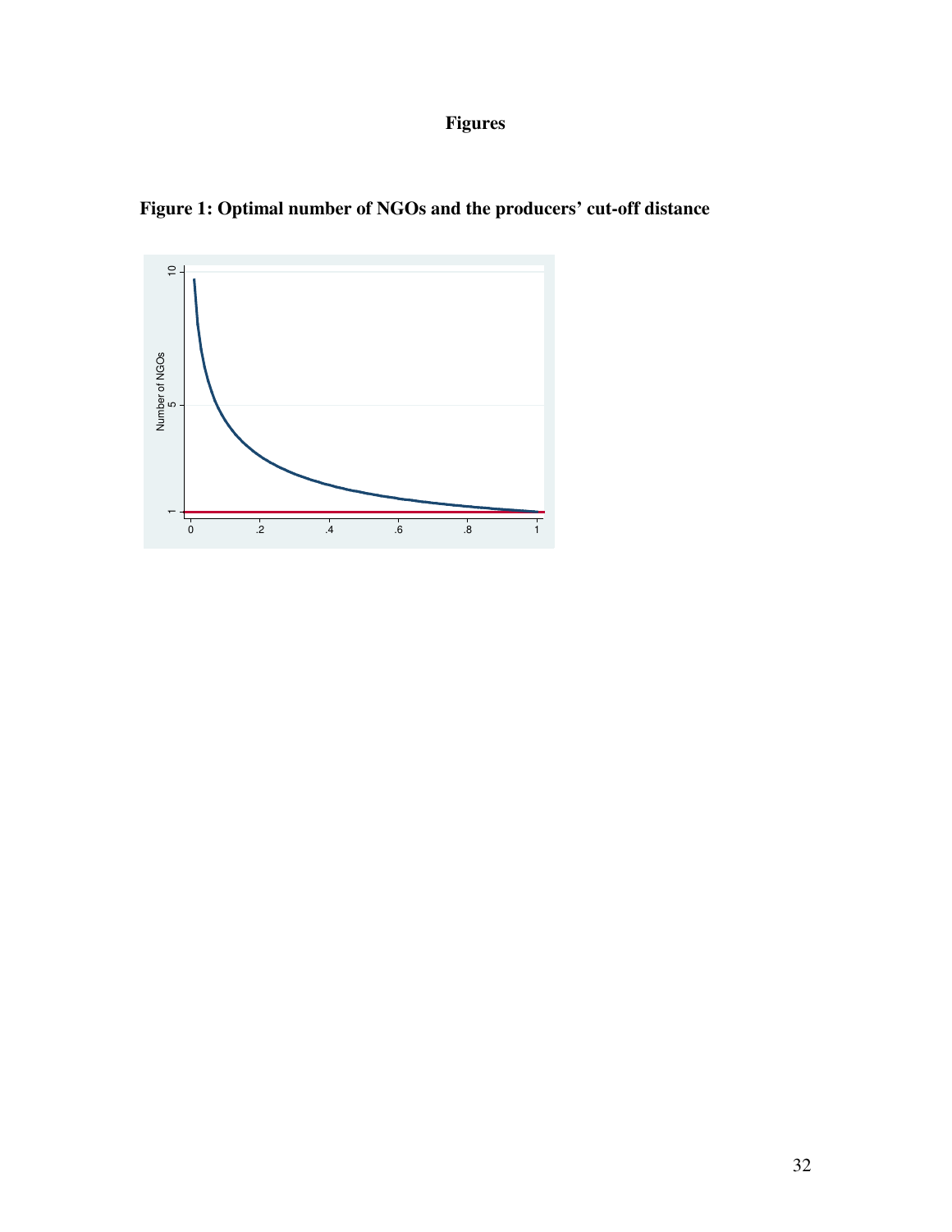# Figures

**Figure 1: Optimal number of NGOs and the producers' cut-off distance**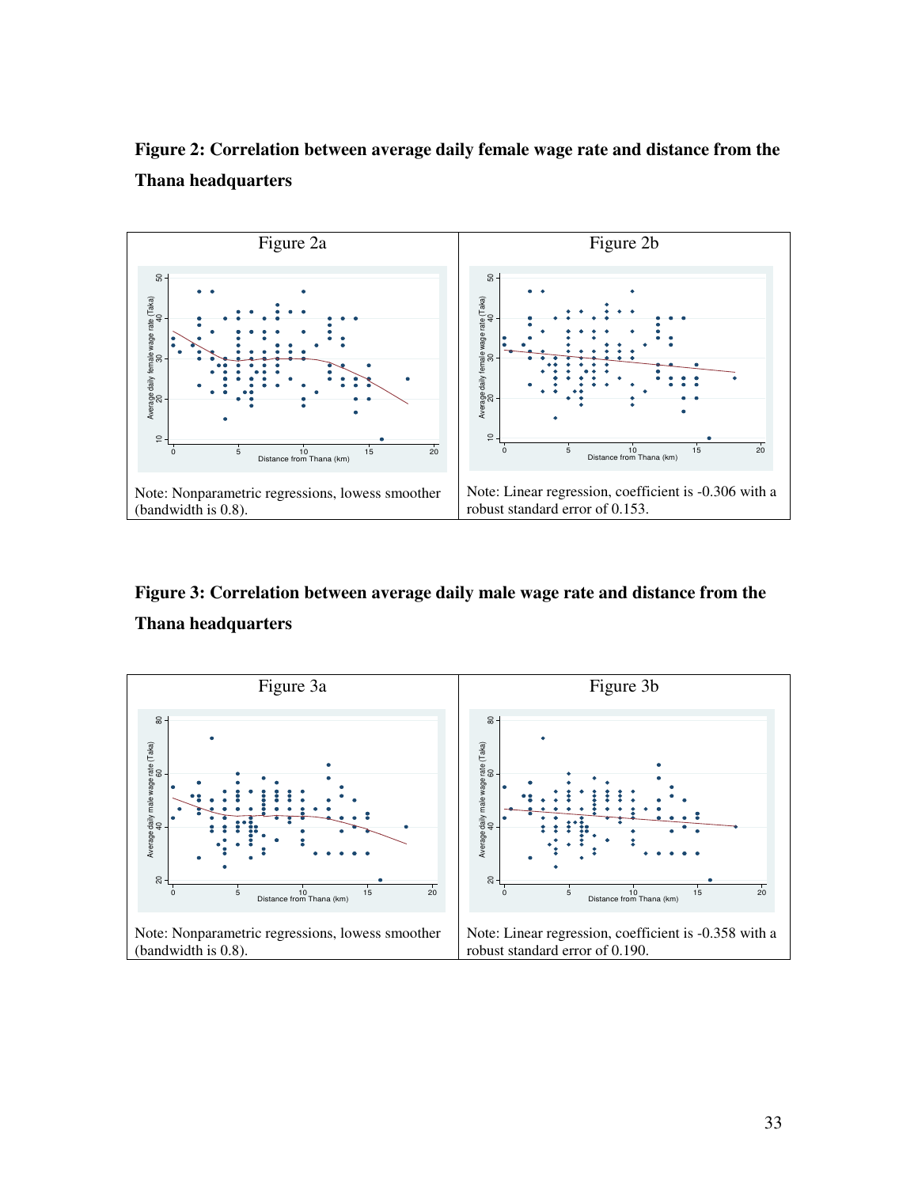**Figure 2: Correlation between average daily female wage rate and distance from the Thana headquarters**

| Figure 2a | Figure 2b |
|---|---|
| Note: Nonparametric regressions, lowess smoother (bandwidth is 0.8). | Note: Linear regression, coefficient is -0.306 with a robust standard error of 0.153. |

**Figure 3: Correlation between average daily male wage rate and distance from the Thana headquarters**

| Figure 3a | Figure 3b |
|---|---|
| Note: Nonparametric regressions, lowess smoother (bandwidth is 0.8). | Note: Linear regression, coefficient is -0.358 with a robust standard error of 0.190. |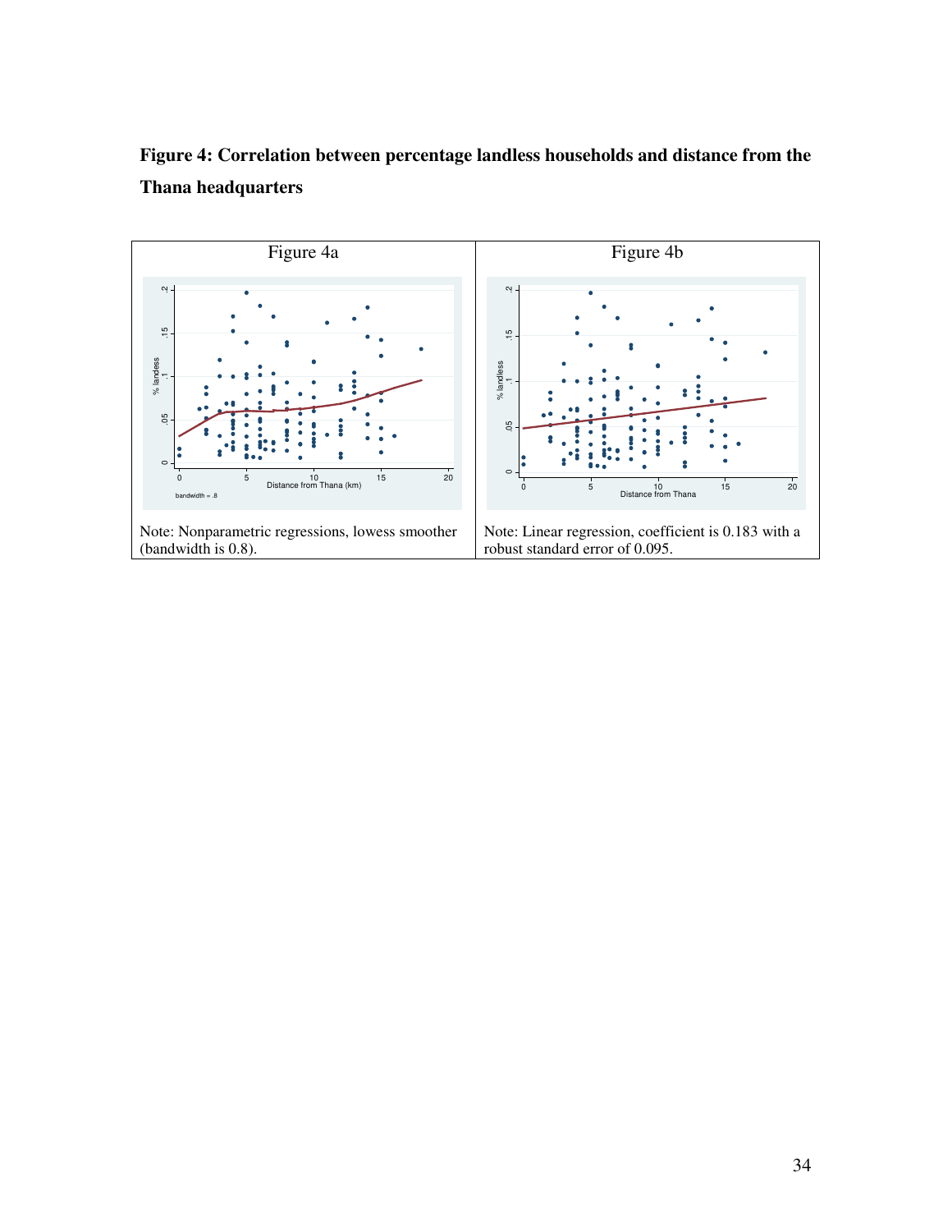**Figure 4: Correlation between percentage landless households and distance from the Thana headquarters**

Figure 4a

% landless

0
.05
.1
.15
.2

0
5
10
15
20

Distance from Thana (km)

bandwidth = .8

Note: Nonparametric regressions, lowess smoother (bandwidth is 0.8).

Figure 4b

% landless

0
.05
.1
.15
.2

0
5
10
15
20

Distance from Thana

Note: Linear regression, coefficient is 0.183 with a robust standard error of 0.095.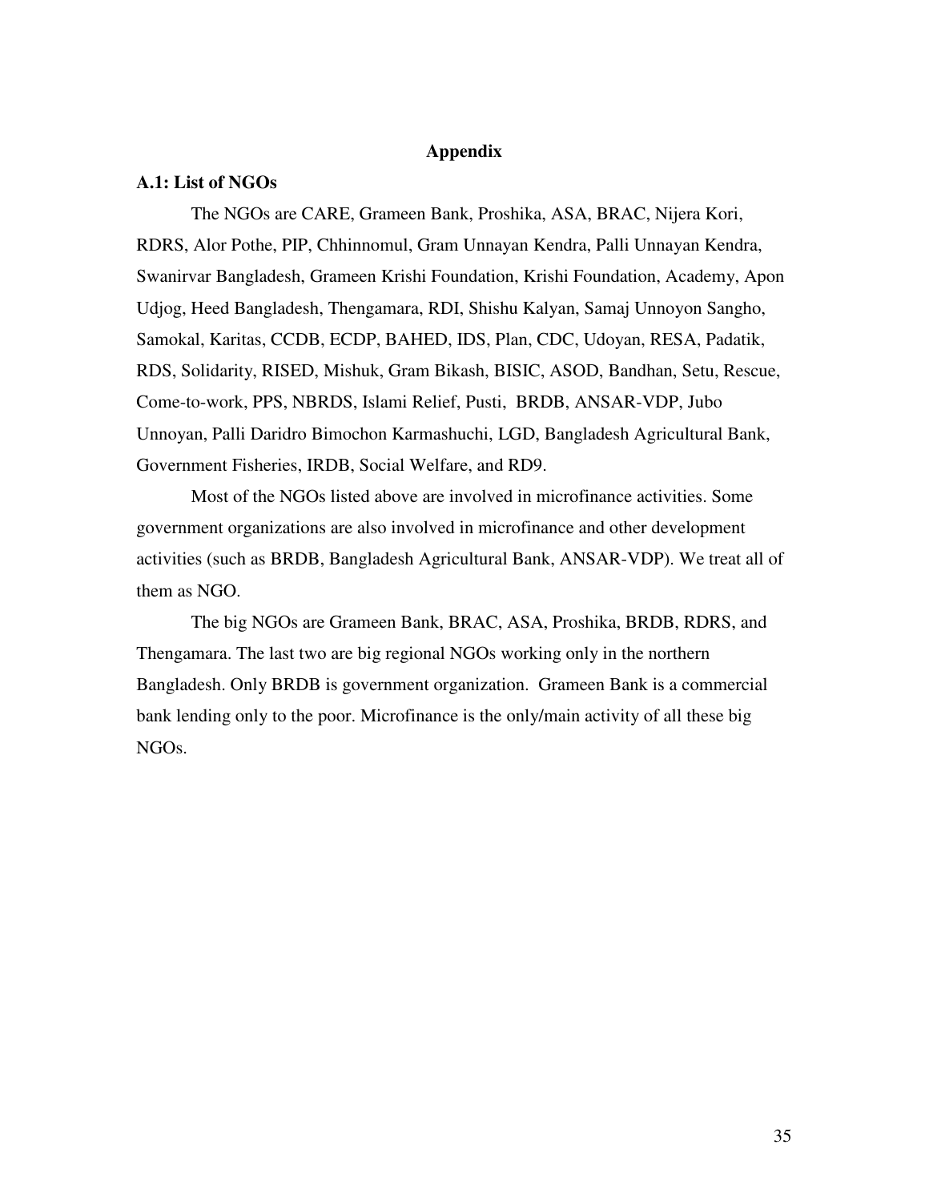# Appendix

## A.1: List of NGOs

The NGOs are CARE, Grameen Bank, Proshika, ASA, BRAC, Nijera Kori, RDRS, Alor Pothe, PIP, Chhinnomul, Gram Unnayan Kendra, Palli Unnayan Kendra, Swanirvar Bangladesh, Grameen Krishi Foundation, Krishi Foundation, Academy, Apon Udjog, Heed Bangladesh, Thengamara, RDI, Shishu Kalyan, Samaj Unnoyon Sangho, Samokal, Karitas, CCDB, ECDP, BAHED, IDS, Plan, CDC, Udoyan, RESA, Padatik, RDS, Solidarity, RISED, Mishuk, Gram Bikash, BISIC, ASOD, Bandhan, Setu, Rescue, Come-to-work, PPS, NBRDS, Islami Relief, Pusti, BRDB, ANSAR-VDP, Jubo Unnoyan, Palli Daridro Bimochon Karmashuchi, LGD, Bangladesh Agricultural Bank, Government Fisheries, IRDB, Social Welfare, and RD9.

Most of the NGOs listed above are involved in microfinance activities. Some government organizations are also involved in microfinance and other development activities (such as BRDB, Bangladesh Agricultural Bank, ANSAR-VDP). We treat all of them as NGO.

The big NGOs are Grameen Bank, BRAC, ASA, Proshika, BRDB, RDRS, and Thengamara. The last two are big regional NGOs working only in the northern Bangladesh. Only BRDB is government organization. Grameen Bank is a commercial bank lending only to the poor. Microfinance is the only/main activity of all these big NGOs.